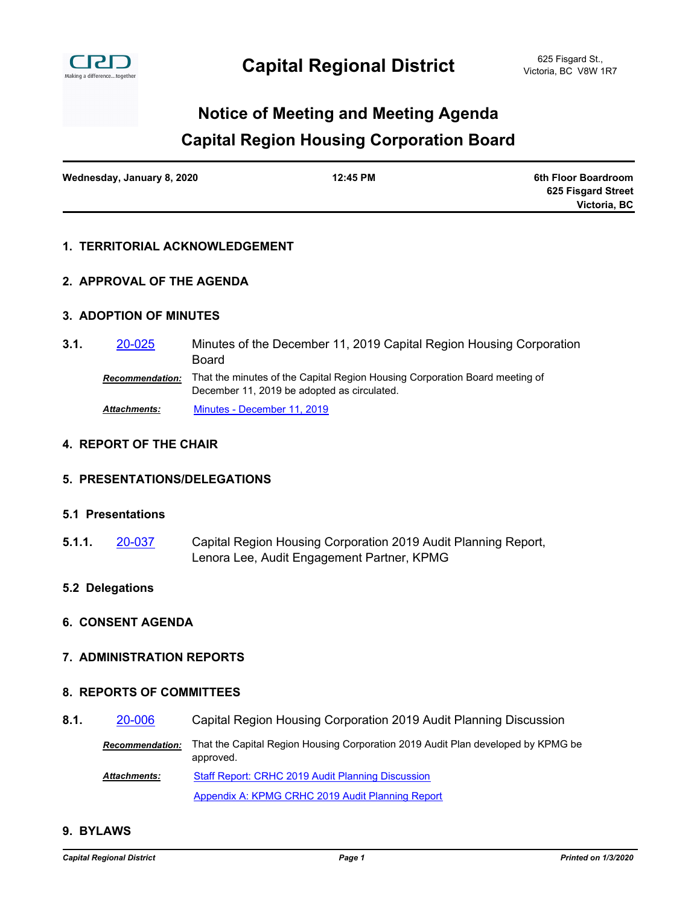# Capital Regional District

625 Fisgard St.,
Victoria, BC V8W 1R7

## Notice of Meeting and Meeting Agenda

## Capital Region Housing Corporation Board

**Wednesday, January 8, 2020** | **12:45 PM** | **6th Floor Boardroom, 625 Fisgard Street, Victoria, BC**

### 1. TERRITORIAL ACKNOWLEDGEMENT

### 2. APPROVAL OF THE AGENDA

### 3. ADOPTION OF MINUTES

**3.1.** 20-025 — Minutes of the December 11, 2019 Capital Region Housing Corporation Board

***Recommendation:*** That the minutes of the Capital Region Housing Corporation Board meeting of December 11, 2019 be adopted as circulated.

***Attachments:*** Minutes - December 11, 2019

### 4. REPORT OF THE CHAIR

### 5. PRESENTATIONS/DELEGATIONS

#### 5.1 Presentations

**5.1.1.** 20-037 — Capital Region Housing Corporation 2019 Audit Planning Report, Lenora Lee, Audit Engagement Partner, KPMG

#### 5.2 Delegations

### 6. CONSENT AGENDA

### 7. ADMINISTRATION REPORTS

### 8. REPORTS OF COMMITTEES

**8.1.** 20-006 — Capital Region Housing Corporation 2019 Audit Planning Discussion

***Recommendation:*** That the Capital Region Housing Corporation 2019 Audit Plan developed by KPMG be approved.

***Attachments:*** Staff Report: CRHC 2019 Audit Planning Discussion

Appendix A: KPMG CRHC 2019 Audit Planning Report

### 9. BYLAWS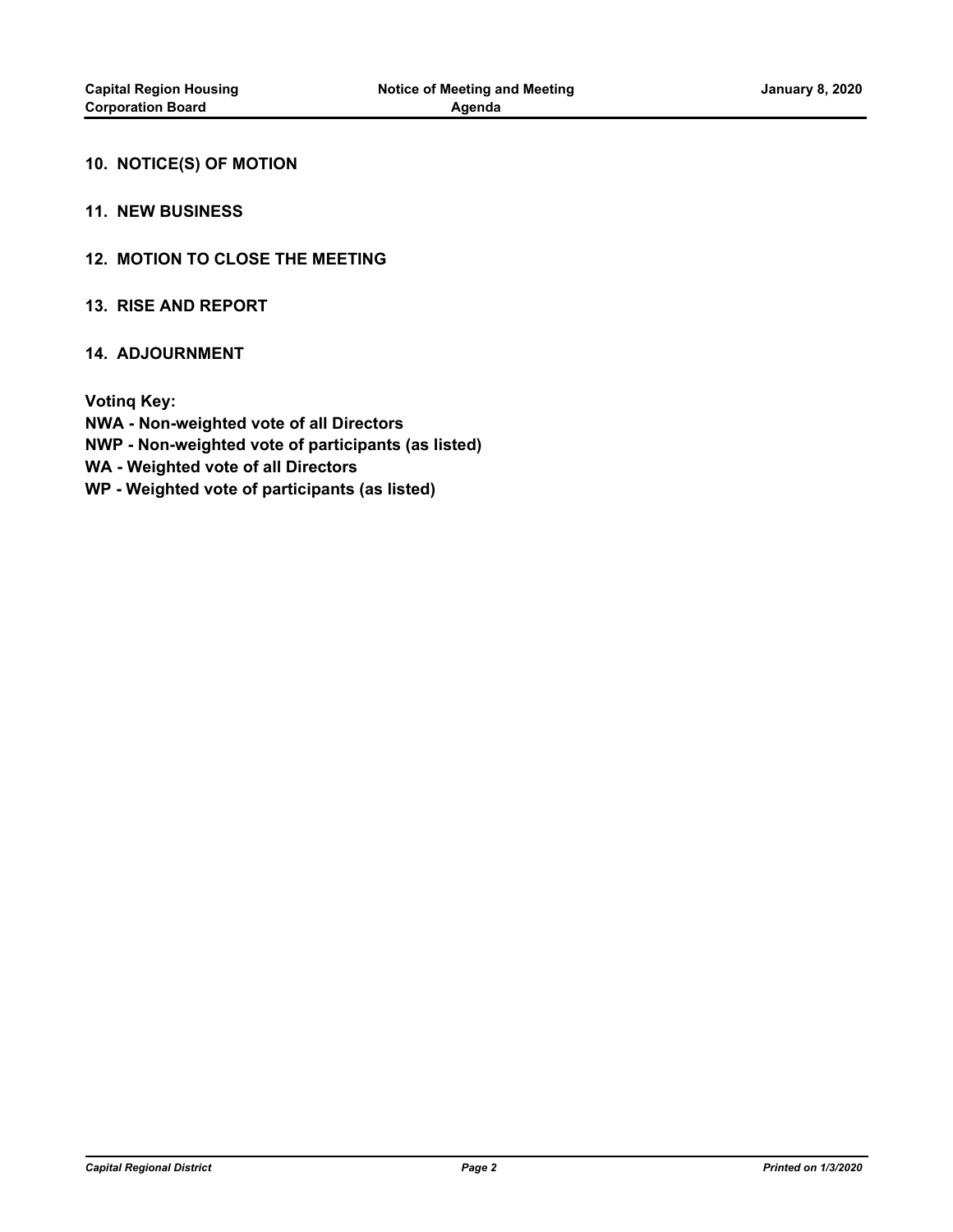## 10. NOTICE(S) OF MOTION

## 11. NEW BUSINESS

## 12. MOTION TO CLOSE THE MEETING

## 13. RISE AND REPORT

## 14. ADJOURNMENT

**Votinq Key:**
**NWA - Non-weighted vote of all Directors**
**NWP - Non-weighted vote of participants (as listed)**
**WA - Weighted vote of all Directors**
**WP - Weighted vote of participants (as listed)**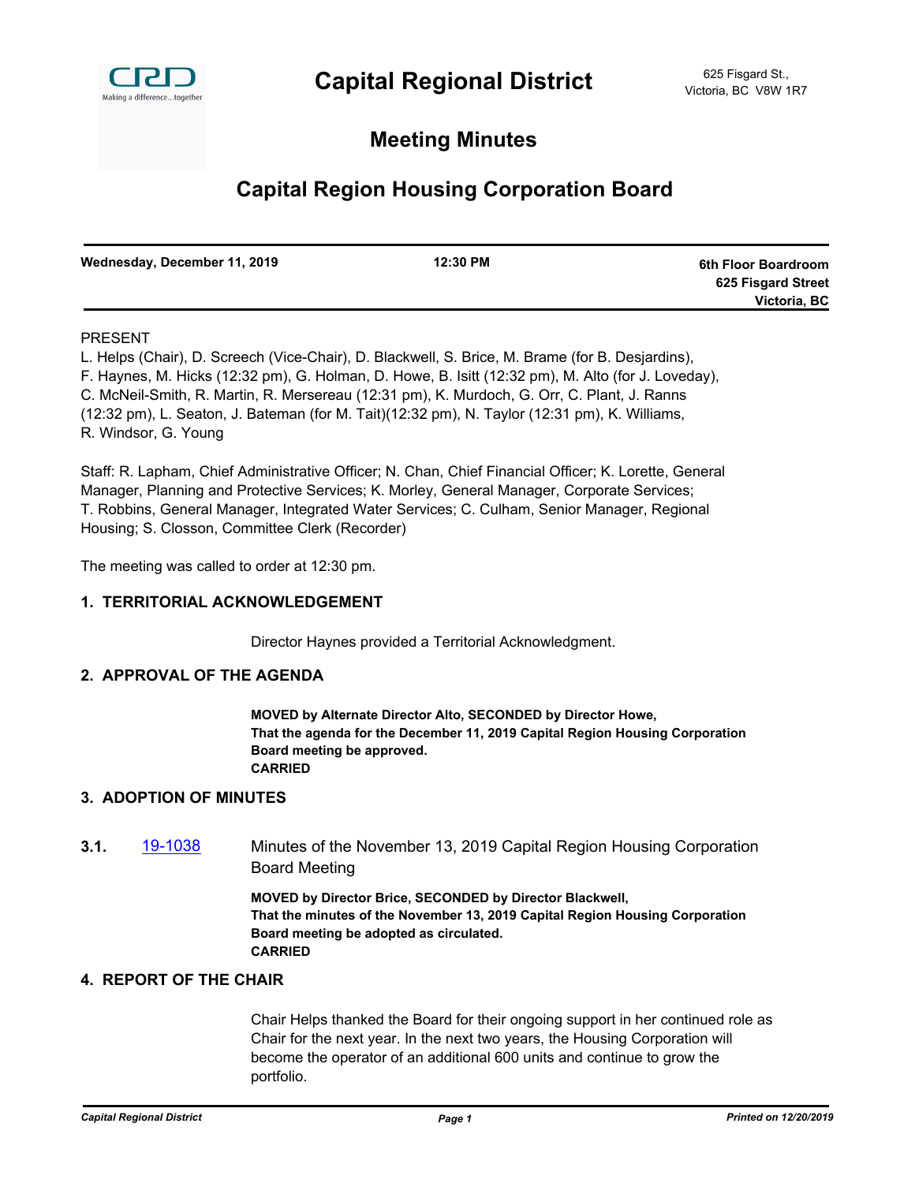# Capital Regional District

625 Fisgard St.,
Victoria, BC V8W 1R7

## Meeting Minutes

## Capital Region Housing Corporation Board

| Wednesday, December 11, 2019 | 12:30 PM | 6th Floor Boardroom<br>625 Fisgard Street<br>Victoria, BC |
|---|---|---|

PRESENT

L. Helps (Chair), D. Screech (Vice-Chair), D. Blackwell, S. Brice, M. Brame (for B. Desjardins), F. Haynes, M. Hicks (12:32 pm), G. Holman, D. Howe, B. Isitt (12:32 pm), M. Alto (for J. Loveday), C. McNeil-Smith, R. Martin, R. Mersereau (12:31 pm), K. Murdoch, G. Orr, C. Plant, J. Ranns (12:32 pm), L. Seaton, J. Bateman (for M. Tait)(12:32 pm), N. Taylor (12:31 pm), K. Williams, R. Windsor, G. Young

Staff: R. Lapham, Chief Administrative Officer; N. Chan, Chief Financial Officer; K. Lorette, General Manager, Planning and Protective Services; K. Morley, General Manager, Corporate Services; T. Robbins, General Manager, Integrated Water Services; C. Culham, Senior Manager, Regional Housing; S. Closson, Committee Clerk (Recorder)

The meeting was called to order at 12:30 pm.

### 1. TERRITORIAL ACKNOWLEDGEMENT

Director Haynes provided a Territorial Acknowledgment.

### 2. APPROVAL OF THE AGENDA

**MOVED by Alternate Director Alto, SECONDED by Director Howe,**
**That the agenda for the December 11, 2019 Capital Region Housing Corporation Board meeting be approved.**
**CARRIED**

### 3. ADOPTION OF MINUTES

**3.1.** 19-1038 Minutes of the November 13, 2019 Capital Region Housing Corporation Board Meeting

**MOVED by Director Brice, SECONDED by Director Blackwell,**
**That the minutes of the November 13, 2019 Capital Region Housing Corporation Board meeting be adopted as circulated.**
**CARRIED**

### 4. REPORT OF THE CHAIR

Chair Helps thanked the Board for their ongoing support in her continued role as Chair for the next year. In the next two years, the Housing Corporation will become the operator of an additional 600 units and continue to grow the portfolio.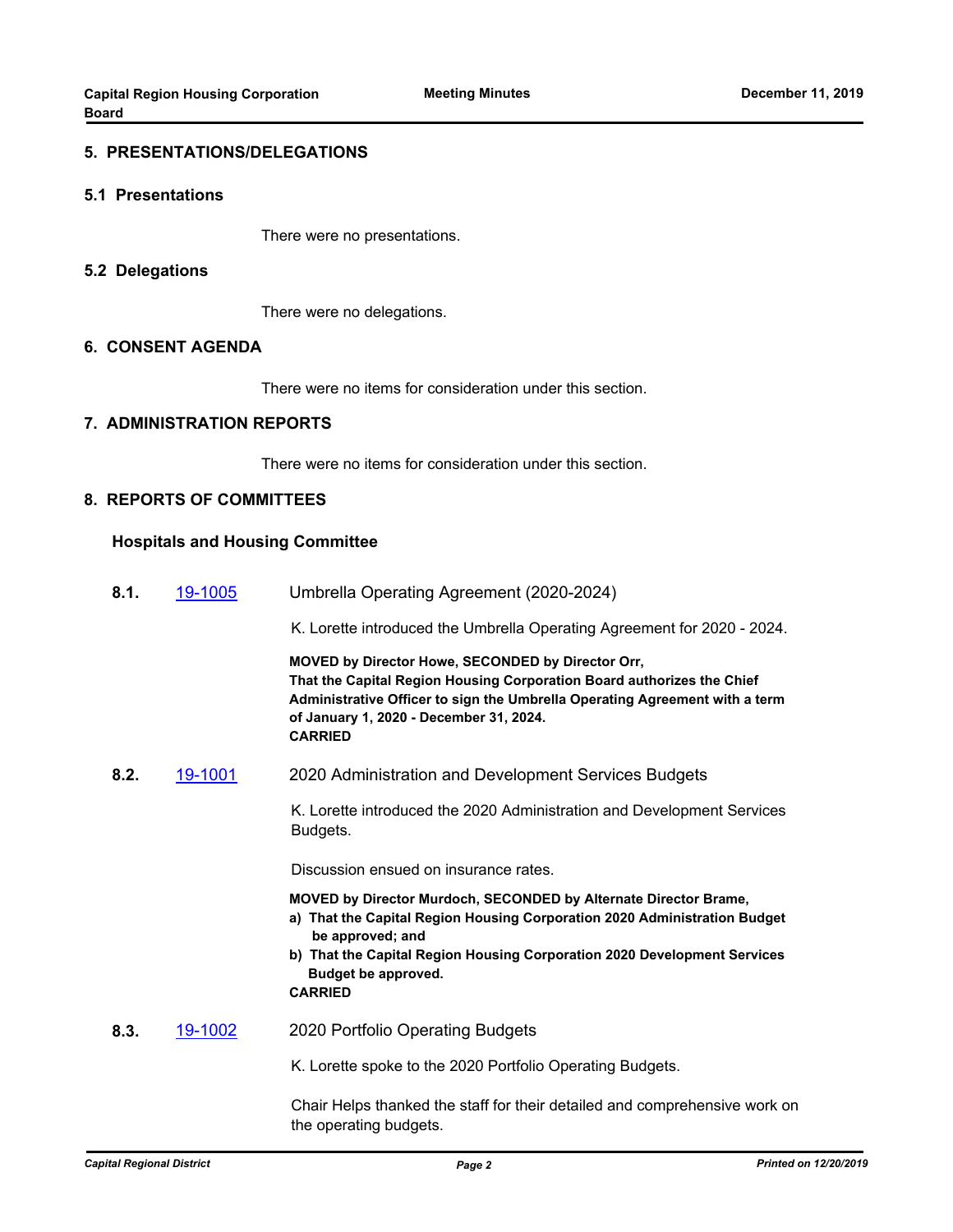## 5. PRESENTATIONS/DELEGATIONS

### 5.1 Presentations

There were no presentations.

### 5.2 Delegations

There were no delegations.

## 6. CONSENT AGENDA

There were no items for consideration under this section.

## 7. ADMINISTRATION REPORTS

There were no items for consideration under this section.

## 8. REPORTS OF COMMITTEES

### Hospitals and Housing Committee

**8.1.** [19-1005](19-1005) Umbrella Operating Agreement (2020-2024)

K. Lorette introduced the Umbrella Operating Agreement for 2020 - 2024.

**MOVED by Director Howe, SECONDED by Director Orr,**
**That the Capital Region Housing Corporation Board authorizes the Chief Administrative Officer to sign the Umbrella Operating Agreement with a term of January 1, 2020 - December 31, 2024.**
**CARRIED**

**8.2.** [19-1001](19-1001) 2020 Administration and Development Services Budgets

K. Lorette introduced the 2020 Administration and Development Services Budgets.

Discussion ensued on insurance rates.

**MOVED by Director Murdoch, SECONDED by Alternate Director Brame,**
**a) That the Capital Region Housing Corporation 2020 Administration Budget be approved; and**
**b) That the Capital Region Housing Corporation 2020 Development Services Budget be approved.**
**CARRIED**

**8.3.** [19-1002](19-1002) 2020 Portfolio Operating Budgets

K. Lorette spoke to the 2020 Portfolio Operating Budgets.

Chair Helps thanked the staff for their detailed and comprehensive work on the operating budgets.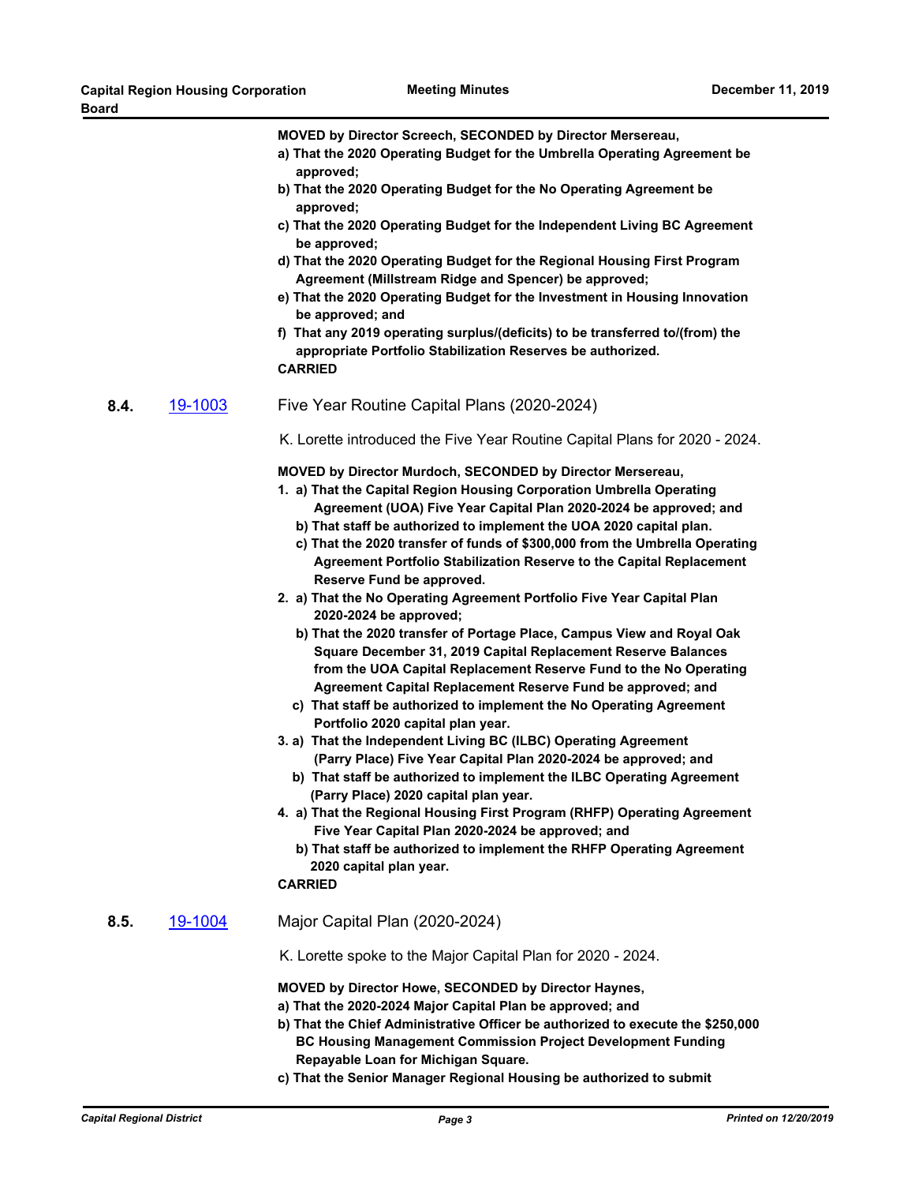**MOVED by Director Screech, SECONDED by Director Mersereau,**
**a) That the 2020 Operating Budget for the Umbrella Operating Agreement be approved;**
**b) That the 2020 Operating Budget for the No Operating Agreement be approved;**
**c) That the 2020 Operating Budget for the Independent Living BC Agreement be approved;**
**d) That the 2020 Operating Budget for the Regional Housing First Program Agreement (Millstream Ridge and Spencer) be approved;**
**e) That the 2020 Operating Budget for the Investment in Housing Innovation be approved; and**
**f) That any 2019 operating surplus/(deficits) to be transferred to/(from) the appropriate Portfolio Stabilization Reserves be authorized.**
**CARRIED**

## 8.4. 19-1003 Five Year Routine Capital Plans (2020-2024)

K. Lorette introduced the Five Year Routine Capital Plans for 2020 - 2024.

**MOVED by Director Murdoch, SECONDED by Director Mersereau,**
**1. a) That the Capital Region Housing Corporation Umbrella Operating Agreement (UOA) Five Year Capital Plan 2020-2024 be approved; and**
**b) That staff be authorized to implement the UOA 2020 capital plan.**
**c) That the 2020 transfer of funds of $300,000 from the Umbrella Operating Agreement Portfolio Stabilization Reserve to the Capital Replacement Reserve Fund be approved.**
**2. a) That the No Operating Agreement Portfolio Five Year Capital Plan 2020-2024 be approved;**
**b) That the 2020 transfer of Portage Place, Campus View and Royal Oak Square December 31, 2019 Capital Replacement Reserve Balances from the UOA Capital Replacement Reserve Fund to the No Operating Agreement Capital Replacement Reserve Fund be approved; and**
**c) That staff be authorized to implement the No Operating Agreement Portfolio 2020 capital plan year.**
**3. a) That the Independent Living BC (ILBC) Operating Agreement (Parry Place) Five Year Capital Plan 2020-2024 be approved; and**
**b) That staff be authorized to implement the ILBC Operating Agreement (Parry Place) 2020 capital plan year.**
**4. a) That the Regional Housing First Program (RHFP) Operating Agreement Five Year Capital Plan 2020-2024 be approved; and**
**b) That staff be authorized to implement the RHFP Operating Agreement 2020 capital plan year.**
**CARRIED**

## 8.5. 19-1004 Major Capital Plan (2020-2024)

K. Lorette spoke to the Major Capital Plan for 2020 - 2024.

**MOVED by Director Howe, SECONDED by Director Haynes,**
**a) That the 2020-2024 Major Capital Plan be approved; and**
**b) That the Chief Administrative Officer be authorized to execute the $250,000 BC Housing Management Commission Project Development Funding Repayable Loan for Michigan Square.**
**c) That the Senior Manager Regional Housing be authorized to submit**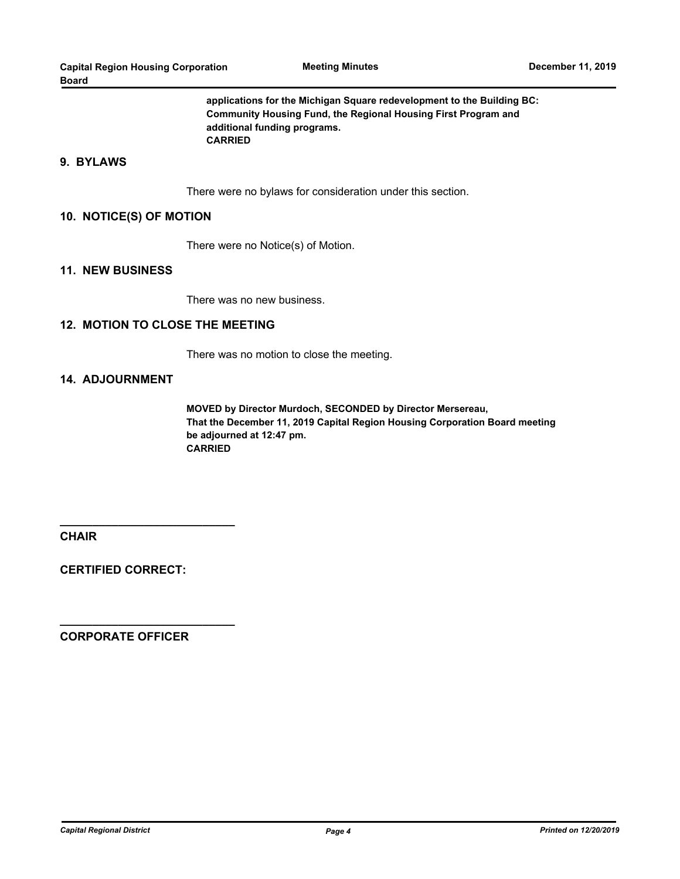**applications for the Michigan Square redevelopment to the Building BC: Community Housing Fund, the Regional Housing First Program and additional funding programs.**
**CARRIED**

## 9. BYLAWS

There were no bylaws for consideration under this section.

## 10. NOTICE(S) OF MOTION

There were no Notice(s) of Motion.

## 11. NEW BUSINESS

There was no new business.

## 12. MOTION TO CLOSE THE MEETING

There was no motion to close the meeting.

## 14. ADJOURNMENT

**MOVED by Director Murdoch, SECONDED by Director Mersereau,**
**That the December 11, 2019 Capital Region Housing Corporation Board meeting be adjourned at 12:47 pm.**
**CARRIED**

___________________________
**CHAIR**

**CERTIFIED CORRECT:**

___________________________
**CORPORATE OFFICER**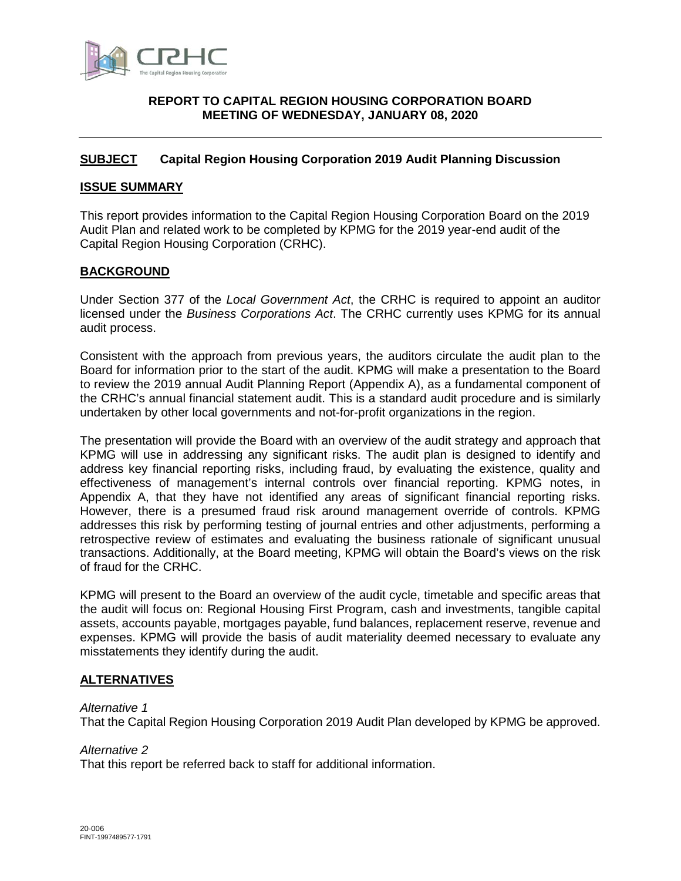**REPORT TO CAPITAL REGION HOUSING CORPORATION BOARD MEETING OF WEDNESDAY, JANUARY 08, 2020**

**SUBJECT Capital Region Housing Corporation 2019 Audit Planning Discussion**

## ISSUE SUMMARY

This report provides information to the Capital Region Housing Corporation Board on the 2019 Audit Plan and related work to be completed by KPMG for the 2019 year-end audit of the Capital Region Housing Corporation (CRHC).

## BACKGROUND

Under Section 377 of the *Local Government Act*, the CRHC is required to appoint an auditor licensed under the *Business Corporations Act*. The CRHC currently uses KPMG for its annual audit process.

Consistent with the approach from previous years, the auditors circulate the audit plan to the Board for information prior to the start of the audit. KPMG will make a presentation to the Board to review the 2019 annual Audit Planning Report (Appendix A), as a fundamental component of the CRHC's annual financial statement audit. This is a standard audit procedure and is similarly undertaken by other local governments and not-for-profit organizations in the region.

The presentation will provide the Board with an overview of the audit strategy and approach that KPMG will use in addressing any significant risks. The audit plan is designed to identify and address key financial reporting risks, including fraud, by evaluating the existence, quality and effectiveness of management's internal controls over financial reporting. KPMG notes, in Appendix A, that they have not identified any areas of significant financial reporting risks. However, there is a presumed fraud risk around management override of controls. KPMG addresses this risk by performing testing of journal entries and other adjustments, performing a retrospective review of estimates and evaluating the business rationale of significant unusual transactions. Additionally, at the Board meeting, KPMG will obtain the Board's views on the risk of fraud for the CRHC.

KPMG will present to the Board an overview of the audit cycle, timetable and specific areas that the audit will focus on: Regional Housing First Program, cash and investments, tangible capital assets, accounts payable, mortgages payable, fund balances, replacement reserve, revenue and expenses. KPMG will provide the basis of audit materiality deemed necessary to evaluate any misstatements they identify during the audit.

## ALTERNATIVES

*Alternative 1*
That the Capital Region Housing Corporation 2019 Audit Plan developed by KPMG be approved.

*Alternative 2*
That this report be referred back to staff for additional information.

20-006
FINT-1997489577-1791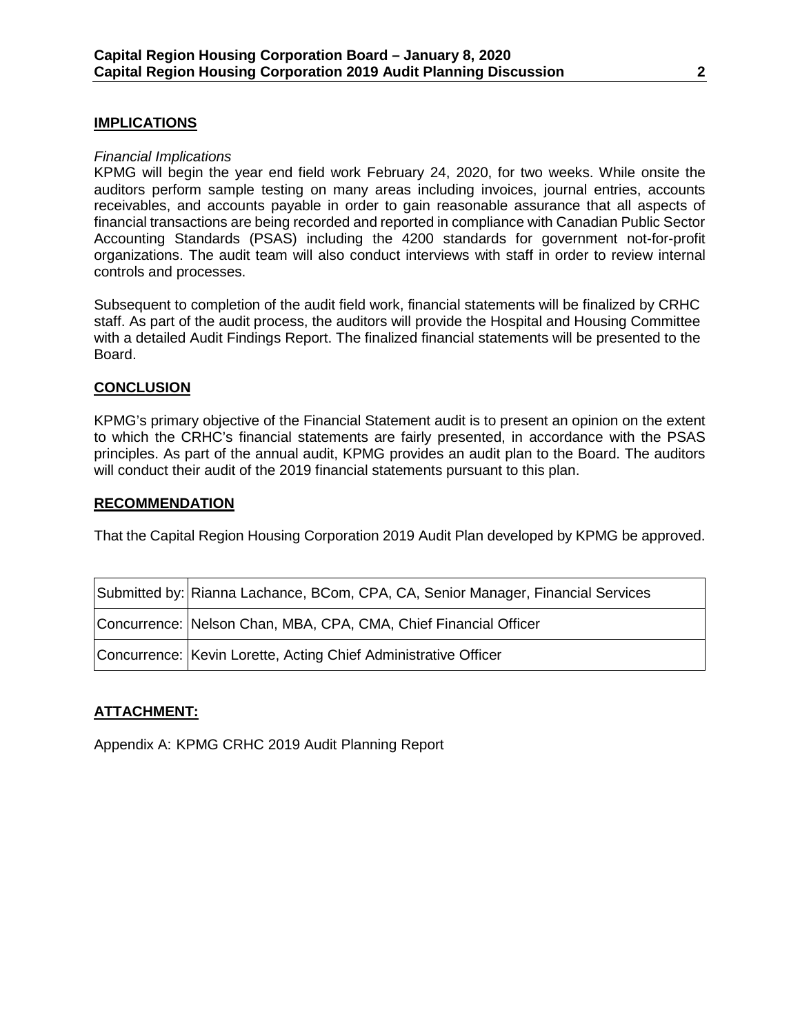## IMPLICATIONS

*Financial Implications*

KPMG will begin the year end field work February 24, 2020, for two weeks. While onsite the auditors perform sample testing on many areas including invoices, journal entries, accounts receivables, and accounts payable in order to gain reasonable assurance that all aspects of financial transactions are being recorded and reported in compliance with Canadian Public Sector Accounting Standards (PSAS) including the 4200 standards for government not-for-profit organizations. The audit team will also conduct interviews with staff in order to review internal controls and processes.

Subsequent to completion of the audit field work, financial statements will be finalized by CRHC staff. As part of the audit process, the auditors will provide the Hospital and Housing Committee with a detailed Audit Findings Report. The finalized financial statements will be presented to the Board.

## CONCLUSION

KPMG's primary objective of the Financial Statement audit is to present an opinion on the extent to which the CRHC's financial statements are fairly presented, in accordance with the PSAS principles. As part of the annual audit, KPMG provides an audit plan to the Board. The auditors will conduct their audit of the 2019 financial statements pursuant to this plan.

## RECOMMENDATION

That the Capital Region Housing Corporation 2019 Audit Plan developed by KPMG be approved.

| | |
|---|---|
| Submitted by: | Rianna Lachance, BCom, CPA, CA, Senior Manager, Financial Services |
| Concurrence: | Nelson Chan, MBA, CPA, CMA, Chief Financial Officer |
| Concurrence: | Kevin Lorette, Acting Chief Administrative Officer |

## ATTACHMENT:

Appendix A: KPMG CRHC 2019 Audit Planning Report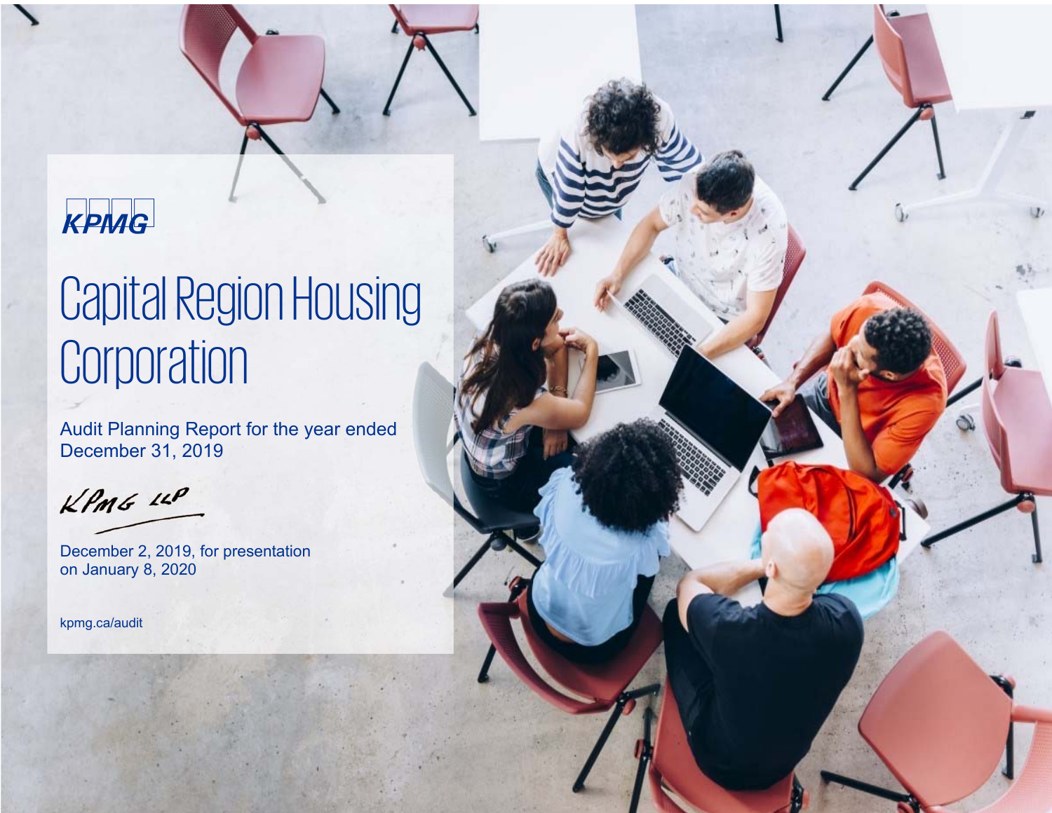KPMG

# Capital Region Housing Corporation

Audit Planning Report for the year ended December 31, 2019

KPMG LLP

December 2, 2019, for presentation on January 8, 2020

kpmg.ca/audit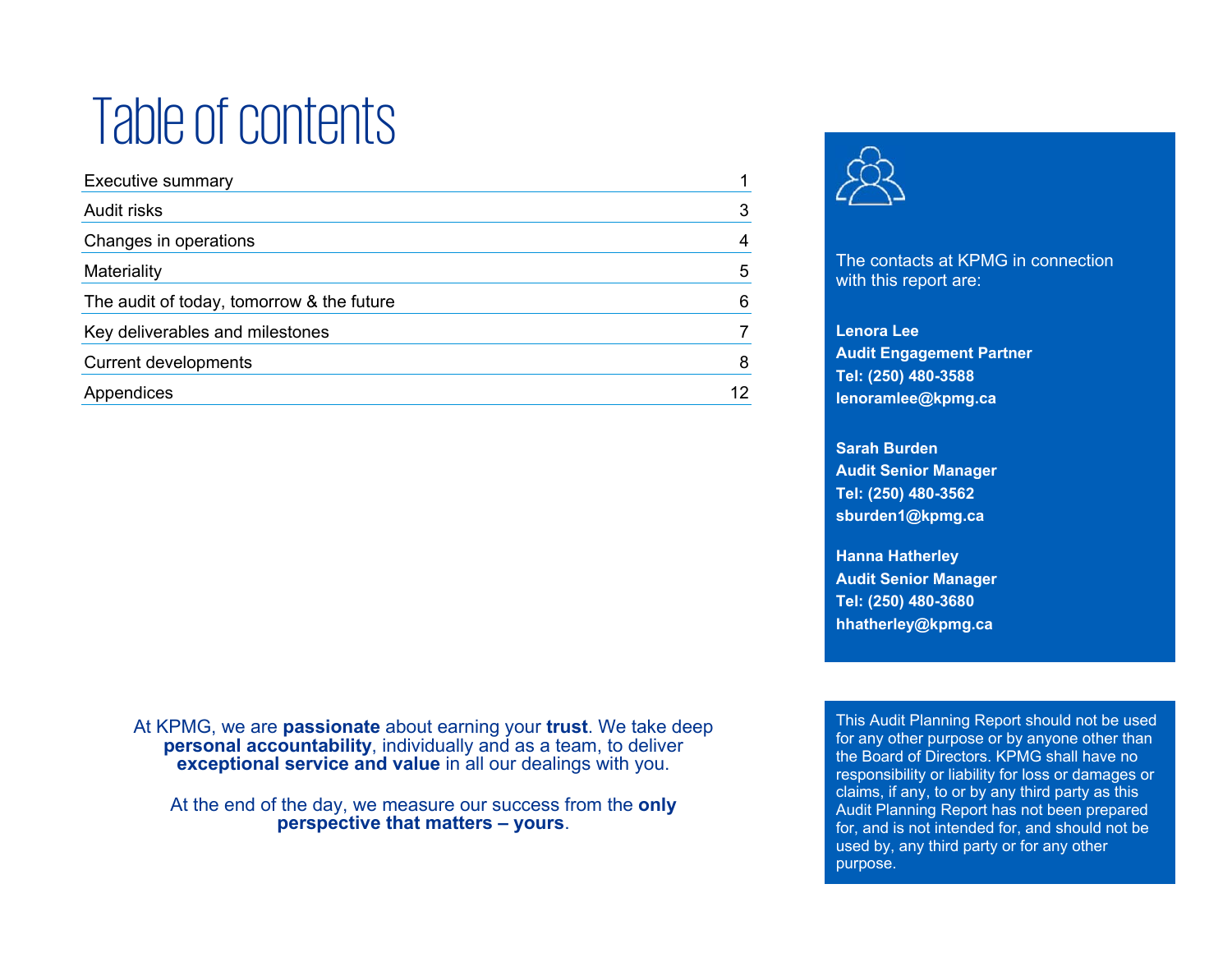# Table of contents

| | |
|---|---|
| Executive summary | 1 |
| Audit risks | 3 |
| Changes in operations | 4 |
| Materiality | 5 |
| The audit of today, tomorrow & the future | 6 |
| Key deliverables and milestones | 7 |
| Current developments | 8 |
| Appendices | 12 |

The contacts at KPMG in connection with this report are:

**Lenora Lee**
**Audit Engagement Partner**
**Tel: (250) 480-3588**
**lenoramlee@kpmg.ca**

**Sarah Burden**
**Audit Senior Manager**
**Tel: (250) 480-3562**
**sburden1@kpmg.ca**

**Hanna Hatherley**
**Audit Senior Manager**
**Tel: (250) 480-3680**
**hhatherley@kpmg.ca**

At KPMG, we are **passionate** about earning your **trust**. We take deep **personal accountability**, individually and as a team, to deliver **exceptional service and value** in all our dealings with you.

At the end of the day, we measure our success from the **only perspective that matters – yours**.

This Audit Planning Report should not be used for any other purpose or by anyone other than the Board of Directors. KPMG shall have no responsibility or liability for loss or damages or claims, if any, to or by any third party as this Audit Planning Report has not been prepared for, and is not intended for, and should not be used by, any third party or for any other purpose.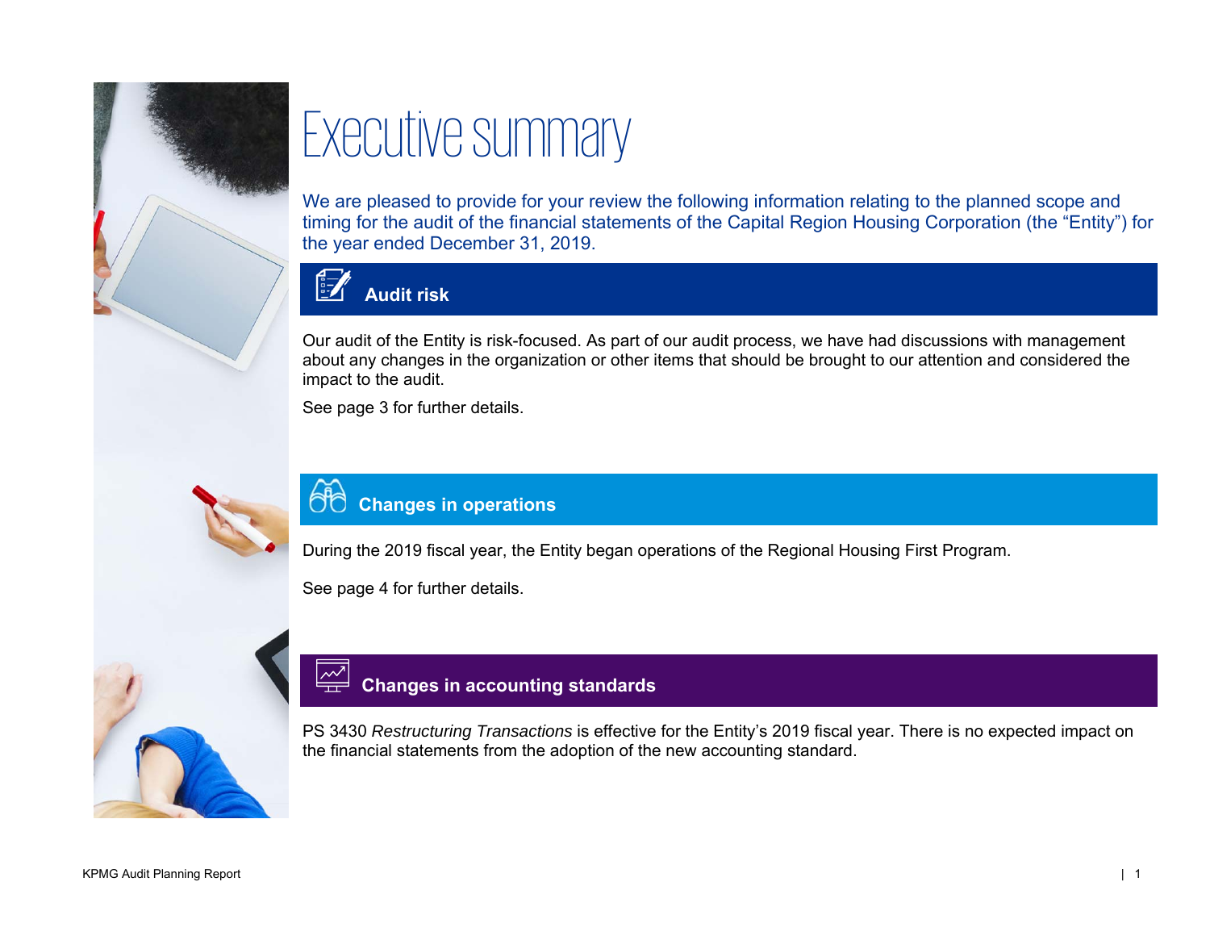# Executive summary

We are pleased to provide for your review the following information relating to the planned scope and timing for the audit of the financial statements of the Capital Region Housing Corporation (the "Entity") for the year ended December 31, 2019.

## Audit risk

Our audit of the Entity is risk-focused. As part of our audit process, we have had discussions with management about any changes in the organization or other items that should be brought to our attention and considered the impact to the audit.

See page 3 for further details.

## Changes in operations

During the 2019 fiscal year, the Entity began operations of the Regional Housing First Program.

See page 4 for further details.

## Changes in accounting standards

PS 3430 *Restructuring Transactions* is effective for the Entity's 2019 fiscal year. There is no expected impact on the financial statements from the adoption of the new accounting standard.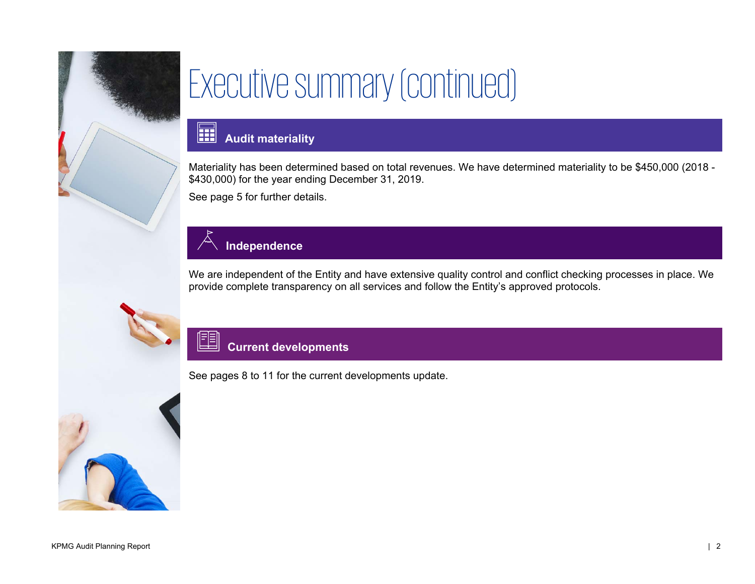# Executive summary (continued)

## Audit materiality

Materiality has been determined based on total revenues. We have determined materiality to be $450,000 (2018 - $430,000) for the year ending December 31, 2019.

See page 5 for further details.

## Independence

We are independent of the Entity and have extensive quality control and conflict checking processes in place. We provide complete transparency on all services and follow the Entity's approved protocols.

## Current developments

See pages 8 to 11 for the current developments update.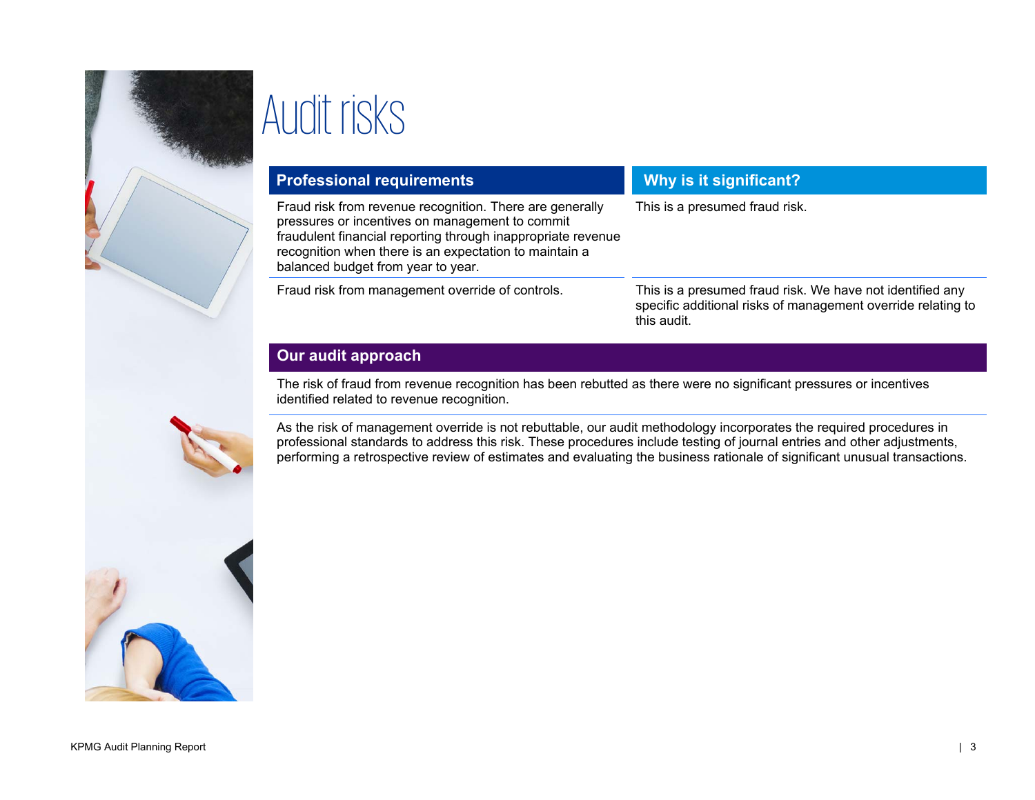# Audit risks

| Professional requirements | Why is it significant? |
| --- | --- |
| Fraud risk from revenue recognition. There are generally pressures or incentives on management to commit fraudulent financial reporting through inappropriate revenue recognition when there is an expectation to maintain a balanced budget from year to year. | This is a presumed fraud risk. |
| Fraud risk from management override of controls. | This is a presumed fraud risk. We have not identified any specific additional risks of management override relating to this audit. |

## Our audit approach

The risk of fraud from revenue recognition has been rebutted as there were no significant pressures or incentives identified related to revenue recognition.

As the risk of management override is not rebuttable, our audit methodology incorporates the required procedures in professional standards to address this risk. These procedures include testing of journal entries and other adjustments, performing a retrospective review of estimates and evaluating the business rationale of significant unusual transactions.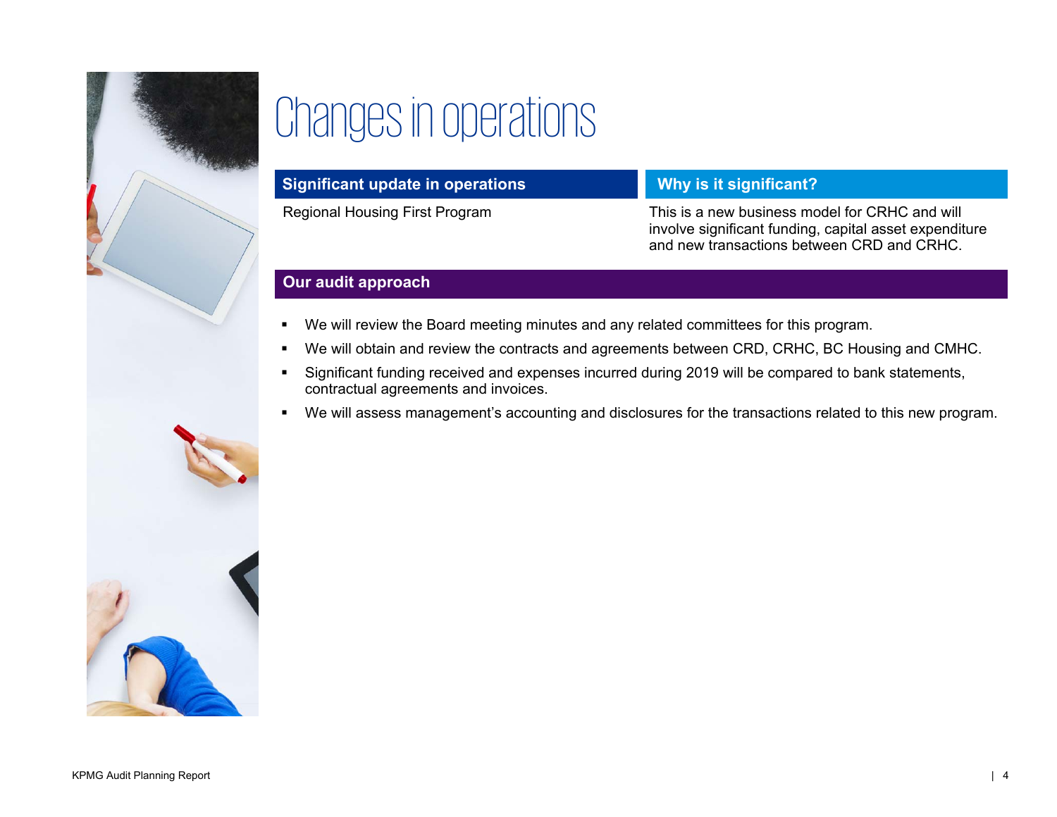# Changes in operations

| Significant update in operations | Why is it significant? |
| --- | --- |
| Regional Housing First Program | This is a new business model for CRHC and will involve significant funding, capital asset expenditure and new transactions between CRD and CRHC. |

## Our audit approach

- We will review the Board meeting minutes and any related committees for this program.
- We will obtain and review the contracts and agreements between CRD, CRHC, BC Housing and CMHC.
- Significant funding received and expenses incurred during 2019 will be compared to bank statements, contractual agreements and invoices.
- We will assess management's accounting and disclosures for the transactions related to this new program.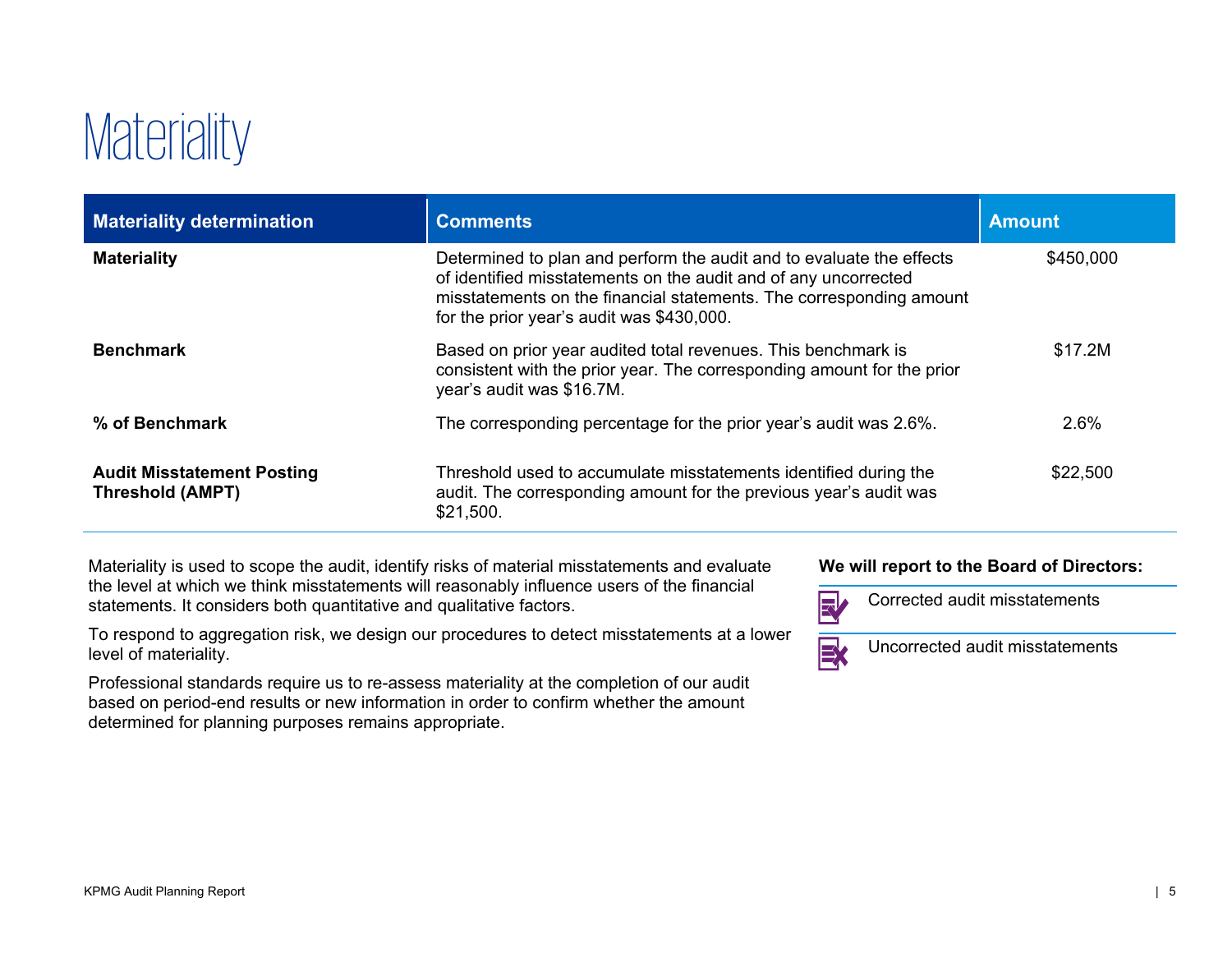# Materiality

| Materiality determination | Comments | Amount |
|---|---|---|
| **Materiality** | Determined to plan and perform the audit and to evaluate the effects of identified misstatements on the audit and of any uncorrected misstatements on the financial statements. The corresponding amount for the prior year's audit was $430,000. | $450,000 |
| **Benchmark** | Based on prior year audited total revenues. This benchmark is consistent with the prior year. The corresponding amount for the prior year's audit was $16.7M. | $17.2M |
| **% of Benchmark** | The corresponding percentage for the prior year's audit was 2.6%. | 2.6% |
| **Audit Misstatement Posting Threshold (AMPT)** | Threshold used to accumulate misstatements identified during the audit. The corresponding amount for the previous year's audit was $21,500. | $22,500 |

Materiality is used to scope the audit, identify risks of material misstatements and evaluate the level at which we think misstatements will reasonably influence users of the financial statements. It considers both quantitative and qualitative factors.

To respond to aggregation risk, we design our procedures to detect misstatements at a lower level of materiality.

Professional standards require us to re-assess materiality at the completion of our audit based on period-end results or new information in order to confirm whether the amount determined for planning purposes remains appropriate.

**We will report to the Board of Directors:**

- Corrected audit misstatements
- Uncorrected audit misstatements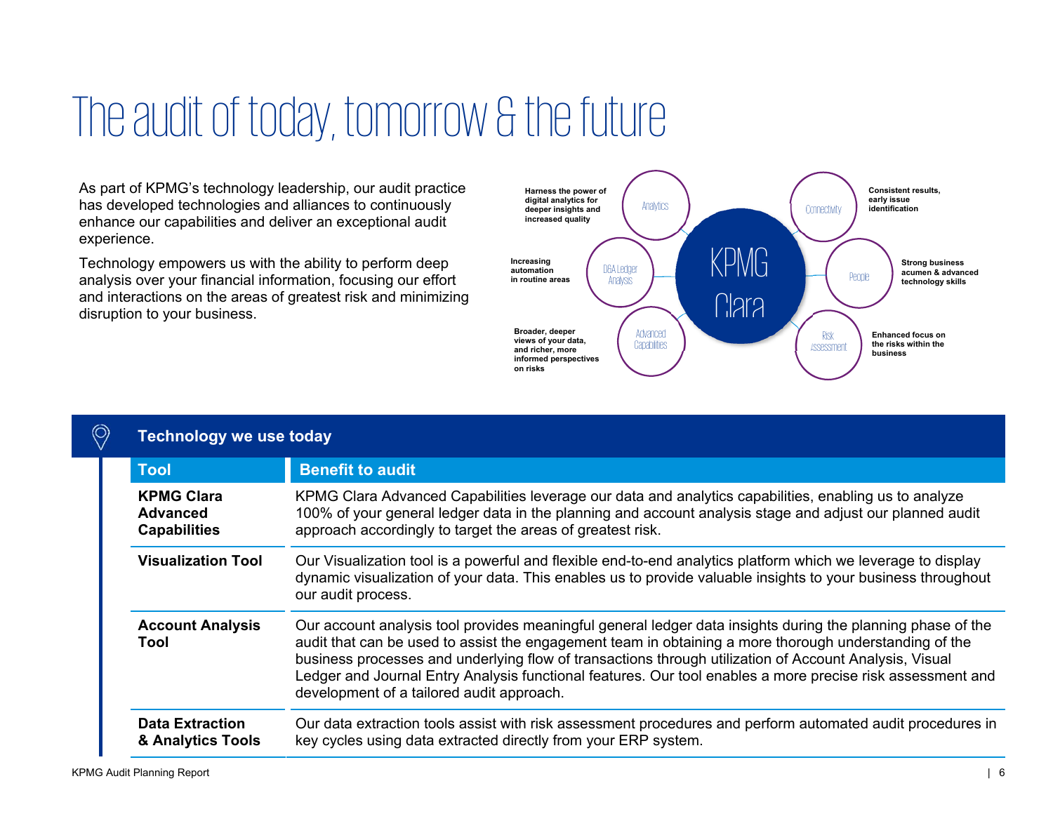# The audit of today, tomorrow & the future

As part of KPMG's technology leadership, our audit practice has developed technologies and alliances to continuously enhance our capabilities and deliver an exceptional audit experience.

Technology empowers us with the ability to perform deep analysis over your financial information, focusing our effort and interactions on the areas of greatest risk and minimizing disruption to your business.

**KPMG Clara**

- **Analytics** – Harness the power of digital analytics for deeper insights and increased quality
- **Connectivity** – Consistent results, early issue identification
- **D&A Ledger Analysis** – Increasing automation in routine areas
- **People** – Strong business acumen & advanced technology skills
- **Advanced Capabilities** – Broader, deeper views of your data, and richer, more informed perspectives on risks
- **Risk Assessment** – Enhanced focus on the risks within the business

## Technology we use today

| Tool | Benefit to audit |
| --- | --- |
| **KPMG Clara Advanced Capabilities** | KPMG Clara Advanced Capabilities leverage our data and analytics capabilities, enabling us to analyze 100% of your general ledger data in the planning and account analysis stage and adjust our planned audit approach accordingly to target the areas of greatest risk. |
| **Visualization Tool** | Our Visualization tool is a powerful and flexible end-to-end analytics platform which we leverage to display dynamic visualization of your data. This enables us to provide valuable insights to your business throughout our audit process. |
| **Account Analysis Tool** | Our account analysis tool provides meaningful general ledger data insights during the planning phase of the audit that can be used to assist the engagement team in obtaining a more thorough understanding of the business processes and underlying flow of transactions through utilization of Account Analysis, Visual Ledger and Journal Entry Analysis functional features. Our tool enables a more precise risk assessment and development of a tailored audit approach. |
| **Data Extraction & Analytics Tools** | Our data extraction tools assist with risk assessment procedures and perform automated audit procedures in key cycles using data extracted directly from your ERP system. |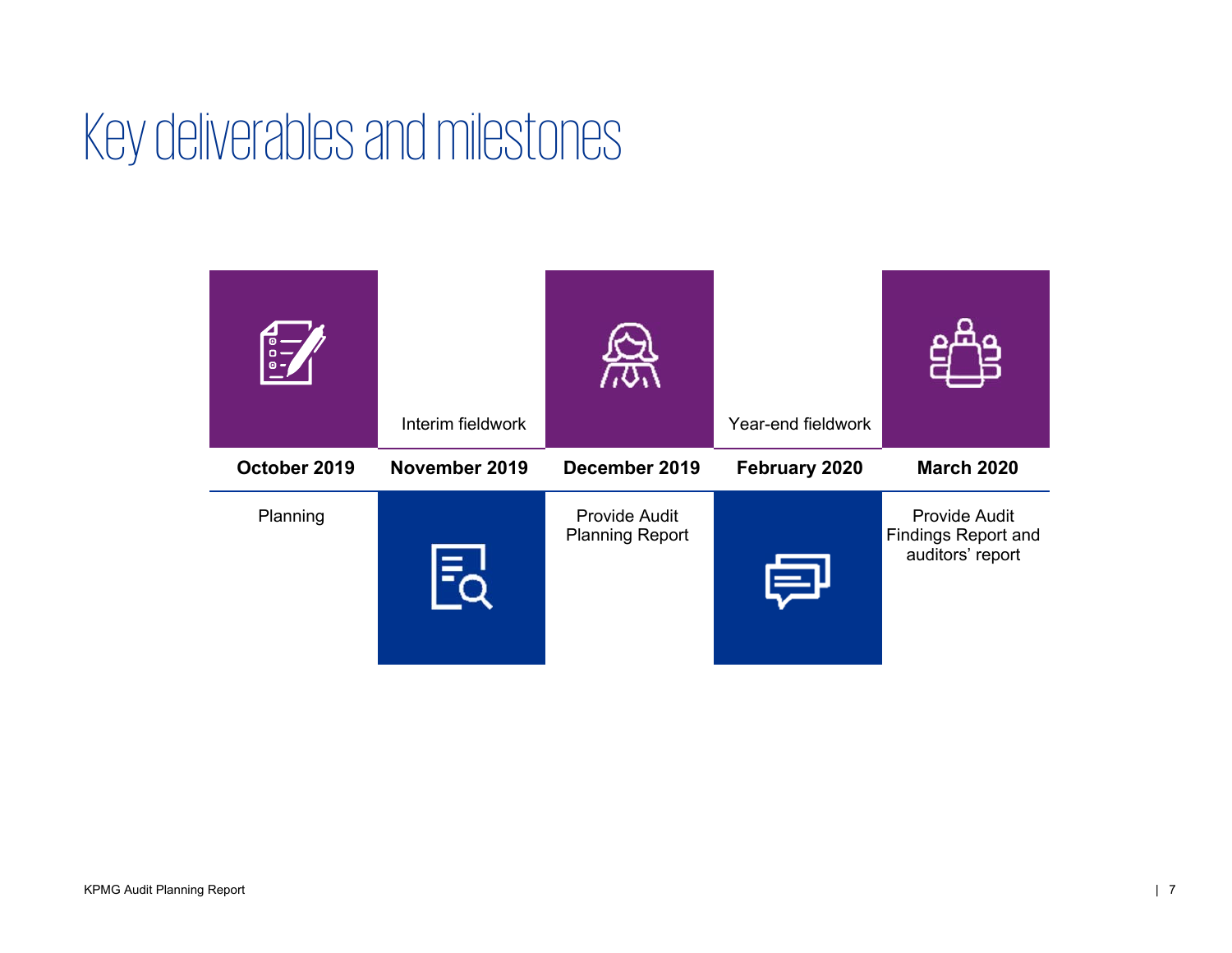# Key deliverables and milestones

| October 2019 | November 2019 | December 2019 | February 2020 | March 2020 |
|---|---|---|---|---|
| Planning | Interim fieldwork | Provide Audit Planning Report | Year-end fieldwork | Provide Audit Findings Report and auditors' report |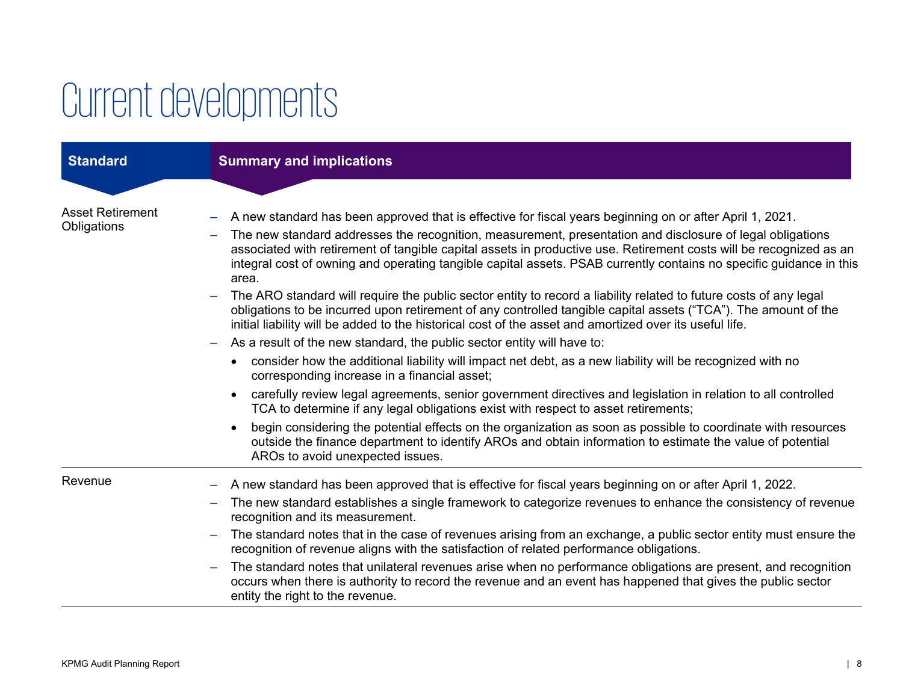# Current developments

| Standard | Summary and implications |
|---|---|
| Asset Retirement Obligations | – A new standard has been approved that is effective for fiscal years beginning on or after April 1, 2021.<br>– The new standard addresses the recognition, measurement, presentation and disclosure of legal obligations associated with retirement of tangible capital assets in productive use. Retirement costs will be recognized as an integral cost of owning and operating tangible capital assets. PSAB currently contains no specific guidance in this area.<br>– The ARO standard will require the public sector entity to record a liability related to future costs of any legal obligations to be incurred upon retirement of any controlled tangible capital assets ("TCA"). The amount of the initial liability will be added to the historical cost of the asset and amortized over its useful life.<br>– As a result of the new standard, the public sector entity will have to:<br>• consider how the additional liability will impact net debt, as a new liability will be recognized with no corresponding increase in a financial asset;<br>• carefully review legal agreements, senior government directives and legislation in relation to all controlled TCA to determine if any legal obligations exist with respect to asset retirements;<br>• begin considering the potential effects on the organization as soon as possible to coordinate with resources outside the finance department to identify AROs and obtain information to estimate the value of potential AROs to avoid unexpected issues. |
| Revenue | – A new standard has been approved that is effective for fiscal years beginning on or after April 1, 2022.<br>– The new standard establishes a single framework to categorize revenues to enhance the consistency of revenue recognition and its measurement.<br>– The standard notes that in the case of revenues arising from an exchange, a public sector entity must ensure the recognition of revenue aligns with the satisfaction of related performance obligations.<br>– The standard notes that unilateral revenues arise when no performance obligations are present, and recognition occurs when there is authority to record the revenue and an event has happened that gives the public sector entity the right to the revenue. |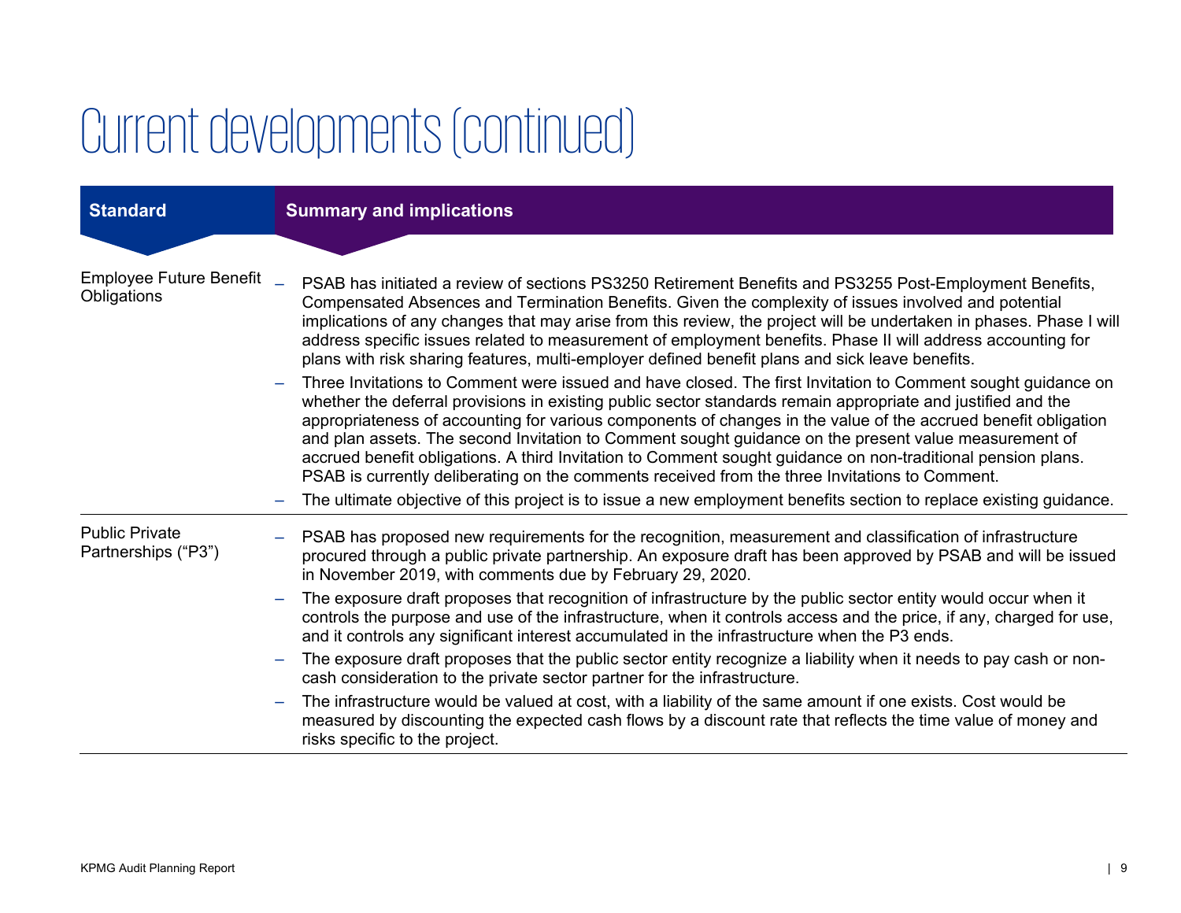# Current developments (continued)

| Standard | Summary and implications |
| --- | --- |
| Employee Future Benefit Obligations | – PSAB has initiated a review of sections PS3250 Retirement Benefits and PS3255 Post-Employment Benefits, Compensated Absences and Termination Benefits. Given the complexity of issues involved and potential implications of any changes that may arise from this review, the project will be undertaken in phases. Phase I will address specific issues related to measurement of employment benefits. Phase II will address accounting for plans with risk sharing features, multi-employer defined benefit plans and sick leave benefits.<br>– Three Invitations to Comment were issued and have closed. The first Invitation to Comment sought guidance on whether the deferral provisions in existing public sector standards remain appropriate and justified and the appropriateness of accounting for various components of changes in the value of the accrued benefit obligation and plan assets. The second Invitation to Comment sought guidance on the present value measurement of accrued benefit obligations. A third Invitation to Comment sought guidance on non-traditional pension plans. PSAB is currently deliberating on the comments received from the three Invitations to Comment.<br>– The ultimate objective of this project is to issue a new employment benefits section to replace existing guidance. |
| Public Private Partnerships ("P3") | – PSAB has proposed new requirements for the recognition, measurement and classification of infrastructure procured through a public private partnership. An exposure draft has been approved by PSAB and will be issued in November 2019, with comments due by February 29, 2020.<br>– The exposure draft proposes that recognition of infrastructure by the public sector entity would occur when it controls the purpose and use of the infrastructure, when it controls access and the price, if any, charged for use, and it controls any significant interest accumulated in the infrastructure when the P3 ends.<br>– The exposure draft proposes that the public sector entity recognize a liability when it needs to pay cash or non-cash consideration to the private sector partner for the infrastructure.<br>– The infrastructure would be valued at cost, with a liability of the same amount if one exists. Cost would be measured by discounting the expected cash flows by a discount rate that reflects the time value of money and risks specific to the project. |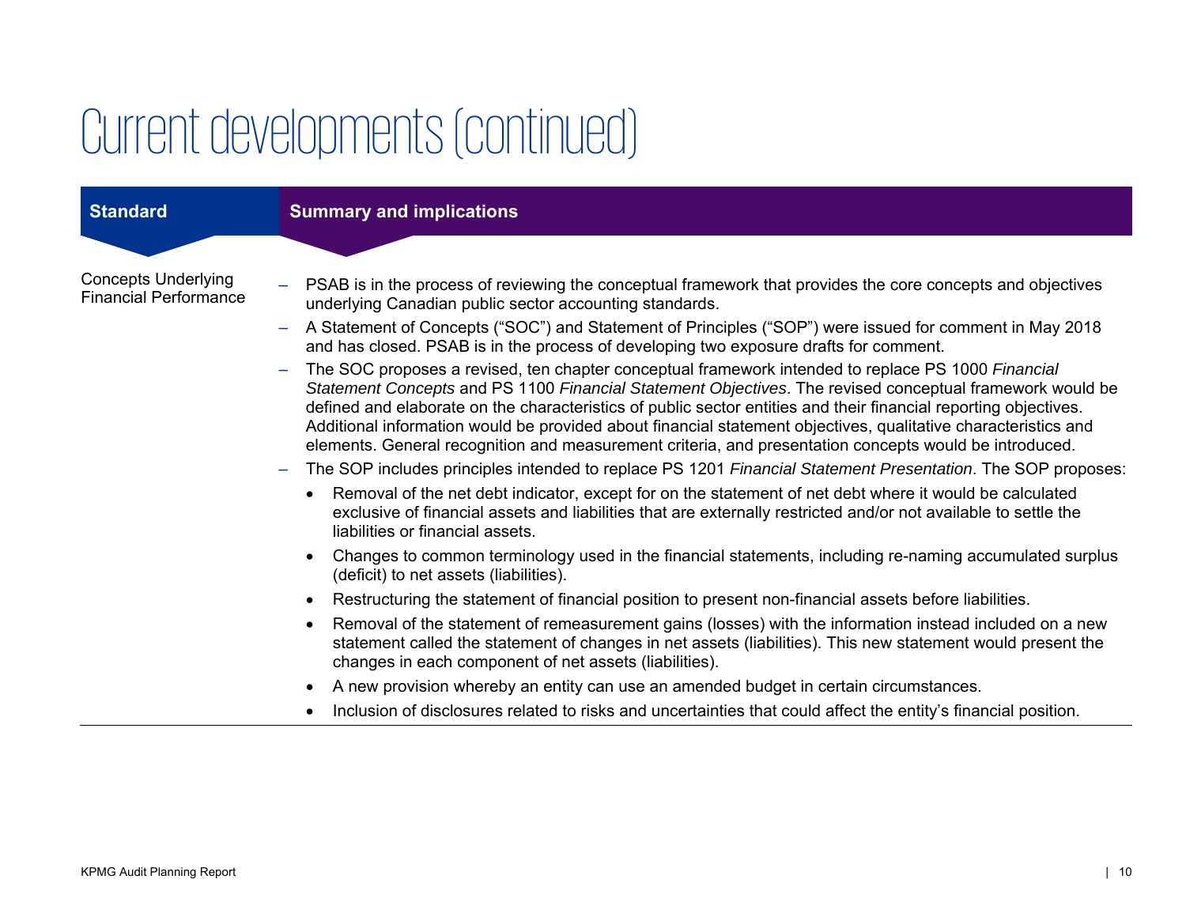# Current developments (continued)

| Standard | Summary and implications |
| --- | --- |
| Concepts Underlying Financial Performance | – PSAB is in the process of reviewing the conceptual framework that provides the core concepts and objectives underlying Canadian public sector accounting standards.<br>– A Statement of Concepts (“SOC”) and Statement of Principles (“SOP”) were issued for comment in May 2018 and has closed. PSAB is in the process of developing two exposure drafts for comment.<br>– The SOC proposes a revised, ten chapter conceptual framework intended to replace PS 1000 *Financial Statement Concepts* and PS 1100 *Financial Statement Objectives*. The revised conceptual framework would be defined and elaborate on the characteristics of public sector entities and their financial reporting objectives. Additional information would be provided about financial statement objectives, qualitative characteristics and elements. General recognition and measurement criteria, and presentation concepts would be introduced.<br>– The SOP includes principles intended to replace PS 1201 *Financial Statement Presentation*. The SOP proposes:<br>• Removal of the net debt indicator, except for on the statement of net debt where it would be calculated exclusive of financial assets and liabilities that are externally restricted and/or not available to settle the liabilities or financial assets.<br>• Changes to common terminology used in the financial statements, including re-naming accumulated surplus (deficit) to net assets (liabilities).<br>• Restructuring the statement of financial position to present non-financial assets before liabilities.<br>• Removal of the statement of remeasurement gains (losses) with the information instead included on a new statement called the statement of changes in net assets (liabilities). This new statement would present the changes in each component of net assets (liabilities).<br>• A new provision whereby an entity can use an amended budget in certain circumstances.<br>• Inclusion of disclosures related to risks and uncertainties that could affect the entity’s financial position. |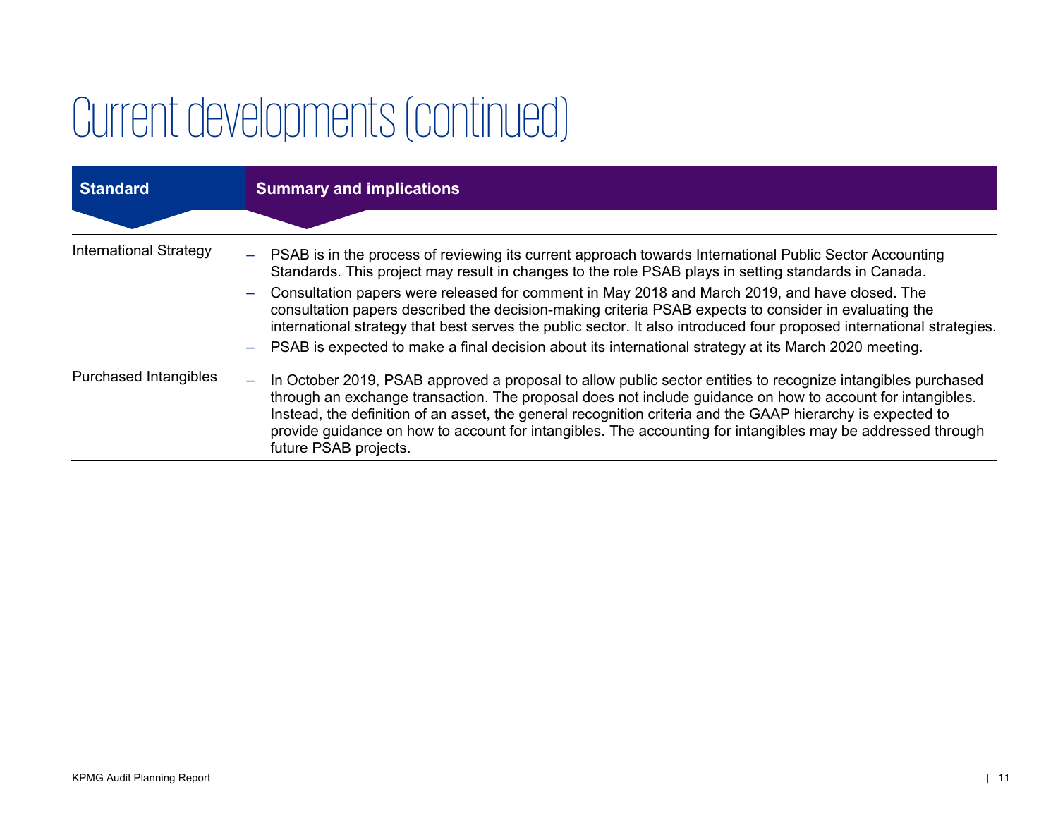# Current developments (continued)

| Standard | Summary and implications |
| --- | --- |
| International Strategy | – PSAB is in the process of reviewing its current approach towards International Public Sector Accounting Standards. This project may result in changes to the role PSAB plays in setting standards in Canada.<br>– Consultation papers were released for comment in May 2018 and March 2019, and have closed. The consultation papers described the decision-making criteria PSAB expects to consider in evaluating the international strategy that best serves the public sector. It also introduced four proposed international strategies.<br>– PSAB is expected to make a final decision about its international strategy at its March 2020 meeting. |
| Purchased Intangibles | – In October 2019, PSAB approved a proposal to allow public sector entities to recognize intangibles purchased through an exchange transaction. The proposal does not include guidance on how to account for intangibles. Instead, the definition of an asset, the general recognition criteria and the GAAP hierarchy is expected to provide guidance on how to account for intangibles. The accounting for intangibles may be addressed through future PSAB projects. |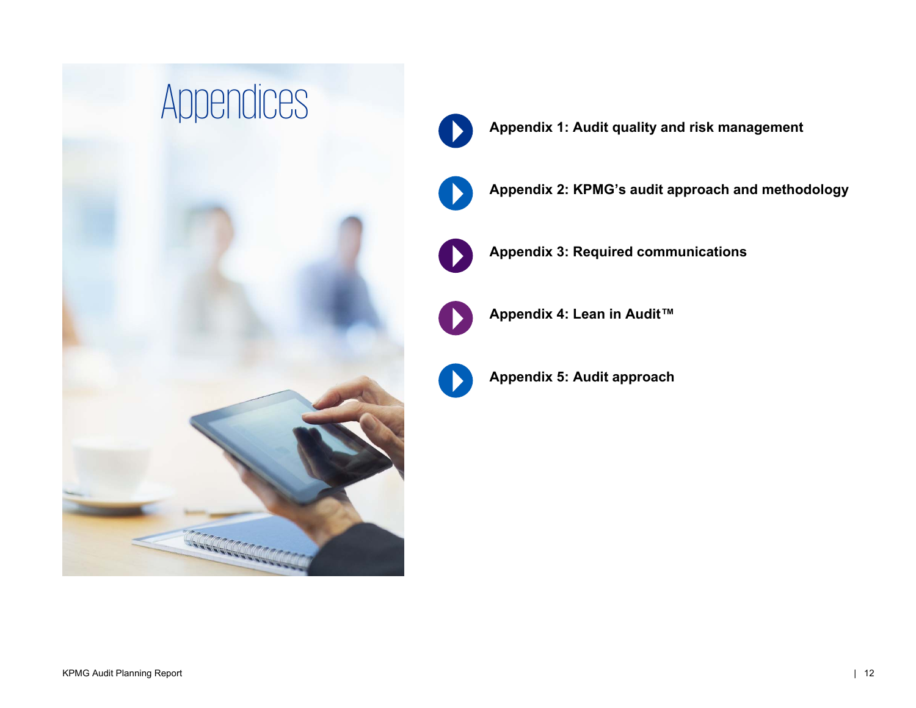# Appendices

- **Appendix 1: Audit quality and risk management**
- **Appendix 2: KPMG's audit approach and methodology**
- **Appendix 3: Required communications**
- **Appendix 4: Lean in Audit™**
- **Appendix 5: Audit approach**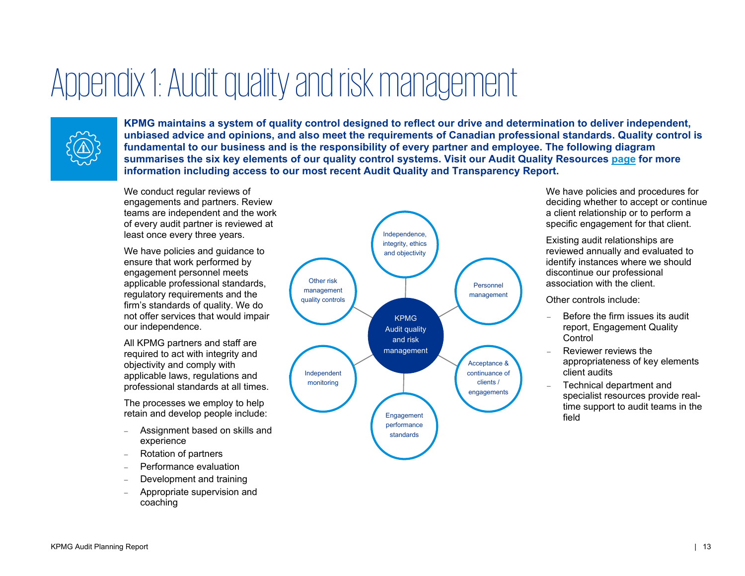# Appendix 1: Audit quality and risk management

**KPMG maintains a system of quality control designed to reflect our drive and determination to deliver independent, unbiased advice and opinions, and also meet the requirements of Canadian professional standards. Quality control is fundamental to our business and is the responsibility of every partner and employee. The following diagram summarises the six key elements of our quality control systems. Visit our Audit Quality Resources [page](#) for more information including access to our most recent Audit Quality and Transparency Report.**

We conduct regular reviews of engagements and partners. Review teams are independent and the work of every audit partner is reviewed at least once every three years.

We have policies and guidance to ensure that work performed by engagement personnel meets applicable professional standards, regulatory requirements and the firm's standards of quality. We do not offer services that would impair our independence.

All KPMG partners and staff are required to act with integrity and objectivity and comply with applicable laws, regulations and professional standards at all times.

The processes we employ to help retain and develop people include:

- Assignment based on skills and experience
- Rotation of partners
- Performance evaluation
- Development and training
- Appropriate supervision and coaching

KPMG Audit quality and risk management

- Independence, integrity, ethics and objectivity
- Personnel management
- Acceptance & continuance of clients / engagements
- Engagement performance standards
- Independent monitoring
- Other risk management quality controls

We have policies and procedures for deciding whether to accept or continue a client relationship or to perform a specific engagement for that client.

Existing audit relationships are reviewed annually and evaluated to identify instances where we should discontinue our professional association with the client.

Other controls include:

- Before the firm issues its audit report, Engagement Quality Control
- Reviewer reviews the appropriateness of key elements client audits
- Technical department and specialist resources provide real-time support to audit teams in the field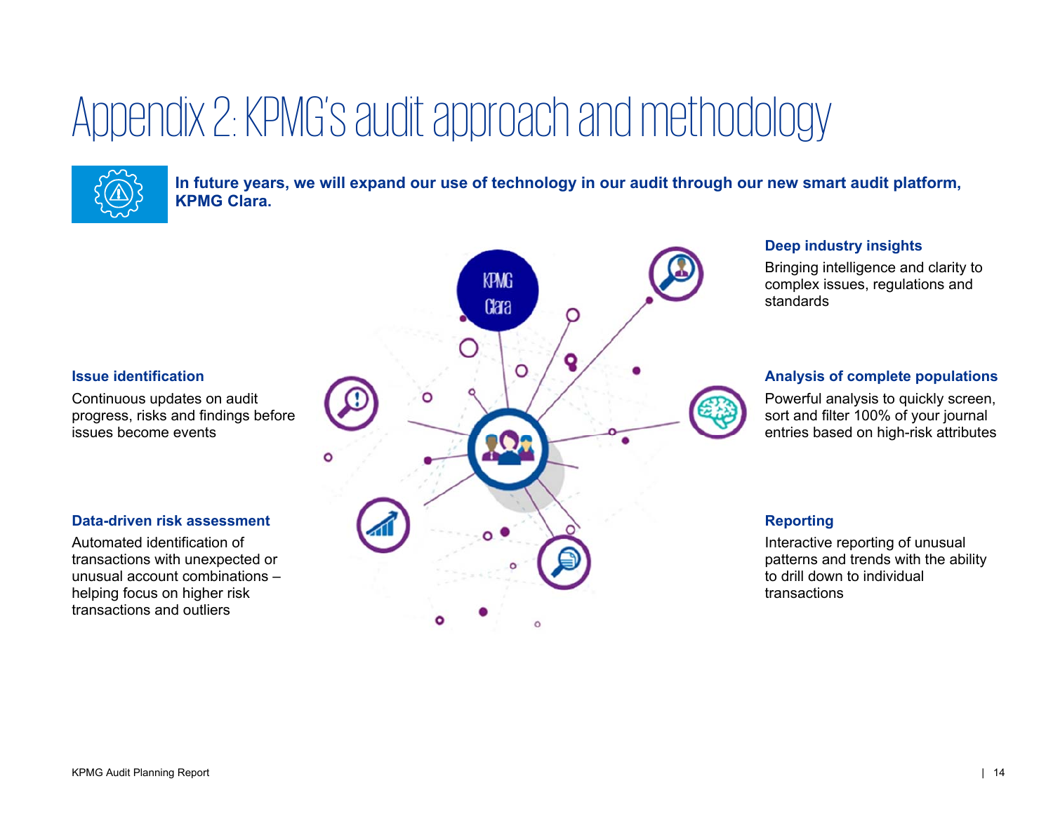# Appendix 2: KPMG's audit approach and methodology

**In future years, we will expand our use of technology in our audit through our new smart audit platform, KPMG Clara.**

### Issue identification

Continuous updates on audit progress, risks and findings before issues become events

### Data-driven risk assessment

Automated identification of transactions with unexpected or unusual account combinations – helping focus on higher risk transactions and outliers

### Deep industry insights

Bringing intelligence and clarity to complex issues, regulations and standards

### Analysis of complete populations

Powerful analysis to quickly screen, sort and filter 100% of your journal entries based on high-risk attributes

### Reporting

Interactive reporting of unusual patterns and trends with the ability to drill down to individual transactions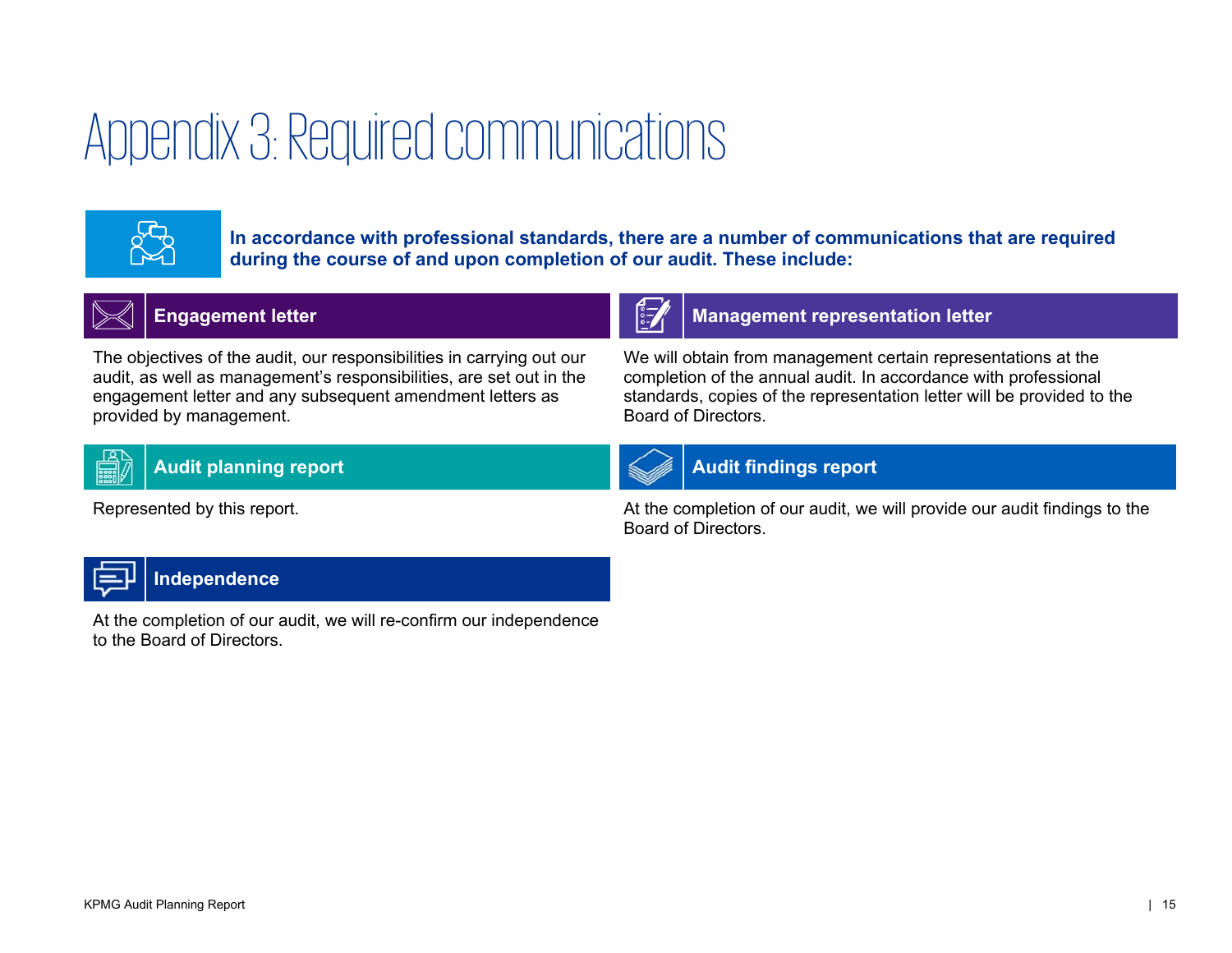# Appendix 3: Required communications

**In accordance with professional standards, there are a number of communications that are required during the course of and upon completion of our audit. These include:**

## Engagement letter

The objectives of the audit, our responsibilities in carrying out our audit, as well as management's responsibilities, are set out in the engagement letter and any subsequent amendment letters as provided by management.

## Management representation letter

We will obtain from management certain representations at the completion of the annual audit. In accordance with professional standards, copies of the representation letter will be provided to the Board of Directors.

## Audit planning report

Represented by this report.

## Audit findings report

At the completion of our audit, we will provide our audit findings to the Board of Directors.

## Independence

At the completion of our audit, we will re-confirm our independence to the Board of Directors.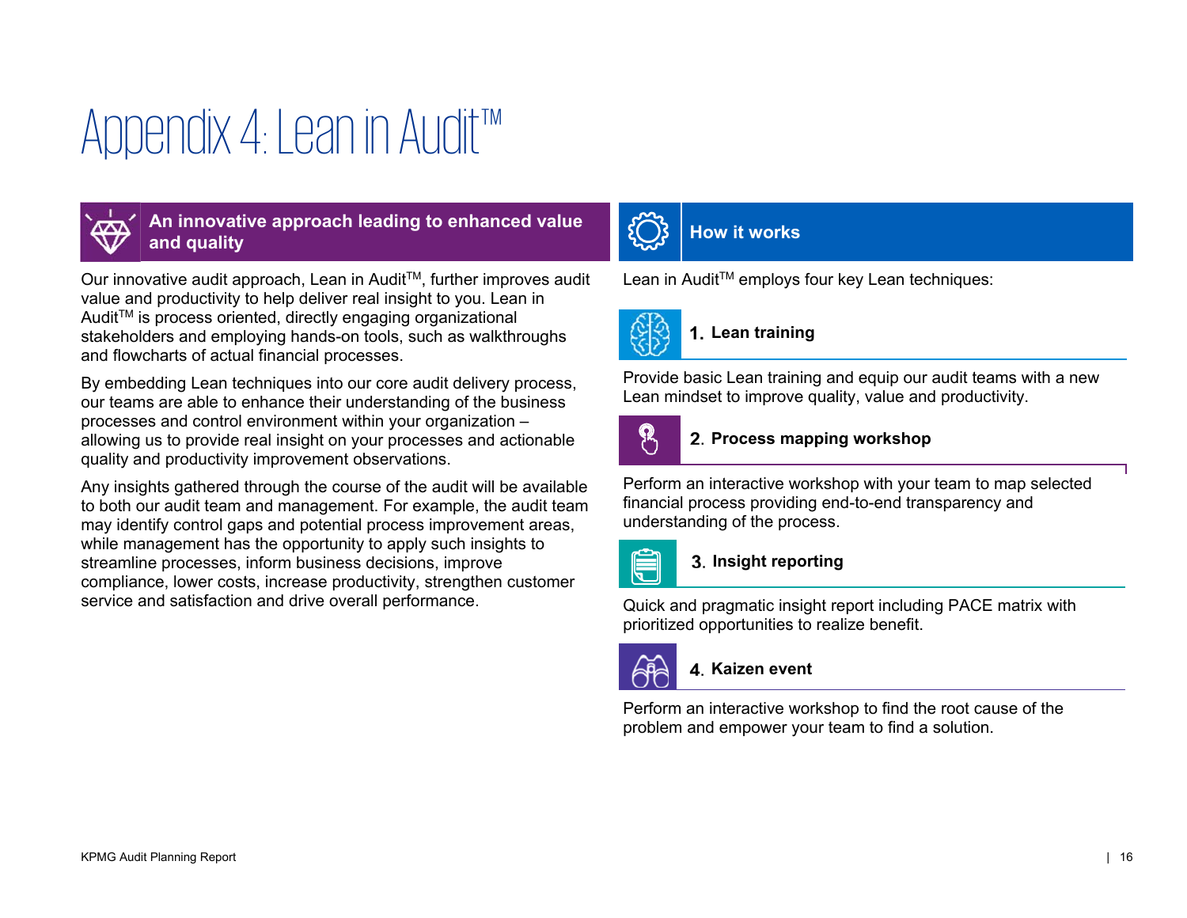# Appendix 4: Lean in Audit™

## An innovative approach leading to enhanced value and quality

Our innovative audit approach, Lean in Audit™, further improves audit value and productivity to help deliver real insight to you. Lean in Audit™ is process oriented, directly engaging organizational stakeholders and employing hands-on tools, such as walkthroughs and flowcharts of actual financial processes.

By embedding Lean techniques into our core audit delivery process, our teams are able to enhance their understanding of the business processes and control environment within your organization – allowing us to provide real insight on your processes and actionable quality and productivity improvement observations.

Any insights gathered through the course of the audit will be available to both our audit team and management. For example, the audit team may identify control gaps and potential process improvement areas, while management has the opportunity to apply such insights to streamline processes, inform business decisions, improve compliance, lower costs, increase productivity, strengthen customer service and satisfaction and drive overall performance.

## How it works

Lean in Audit™ employs four key Lean techniques:

### 1. Lean training

Provide basic Lean training and equip our audit teams with a new Lean mindset to improve quality, value and productivity.

### 2. Process mapping workshop

Perform an interactive workshop with your team to map selected financial process providing end-to-end transparency and understanding of the process.

### 3. Insight reporting

Quick and pragmatic insight report including PACE matrix with prioritized opportunities to realize benefit.

### 4. Kaizen event

Perform an interactive workshop to find the root cause of the problem and empower your team to find a solution.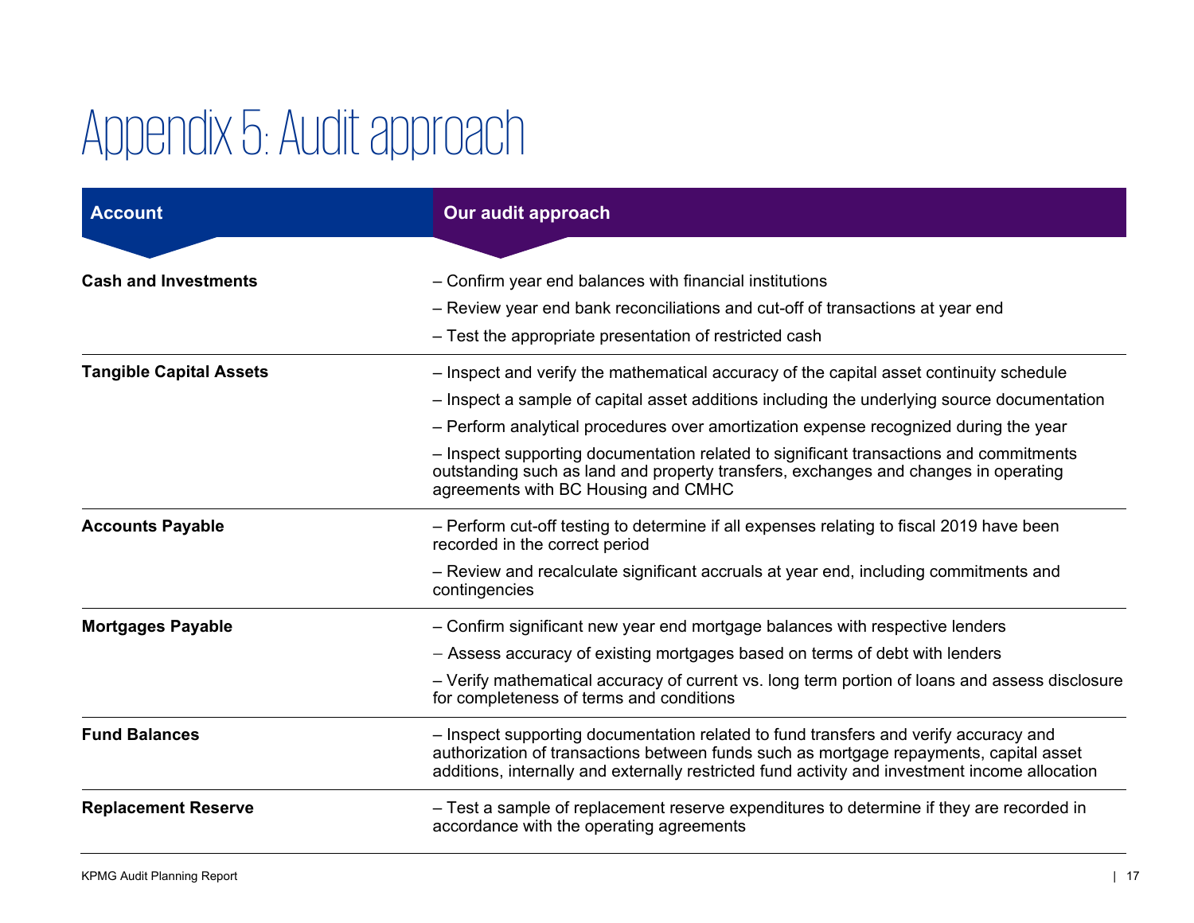# Appendix 5: Audit approach

| Account | Our audit approach |
| --- | --- |
| **Cash and Investments** | – Confirm year end balances with financial institutions<br>– Review year end bank reconciliations and cut-off of transactions at year end<br>– Test the appropriate presentation of restricted cash |
| **Tangible Capital Assets** | – Inspect and verify the mathematical accuracy of the capital asset continuity schedule<br>– Inspect a sample of capital asset additions including the underlying source documentation<br>– Perform analytical procedures over amortization expense recognized during the year<br>– Inspect supporting documentation related to significant transactions and commitments outstanding such as land and property transfers, exchanges and changes in operating agreements with BC Housing and CMHC |
| **Accounts Payable** | – Perform cut-off testing to determine if all expenses relating to fiscal 2019 have been recorded in the correct period<br>– Review and recalculate significant accruals at year end, including commitments and contingencies |
| **Mortgages Payable** | – Confirm significant new year end mortgage balances with respective lenders<br>– Assess accuracy of existing mortgages based on terms of debt with lenders<br>– Verify mathematical accuracy of current vs. long term portion of loans and assess disclosure for completeness of terms and conditions |
| **Fund Balances** | – Inspect supporting documentation related to fund transfers and verify accuracy and authorization of transactions between funds such as mortgage repayments, capital asset additions, internally and externally restricted fund activity and investment income allocation |
| **Replacement Reserve** | – Test a sample of replacement reserve expenditures to determine if they are recorded in accordance with the operating agreements |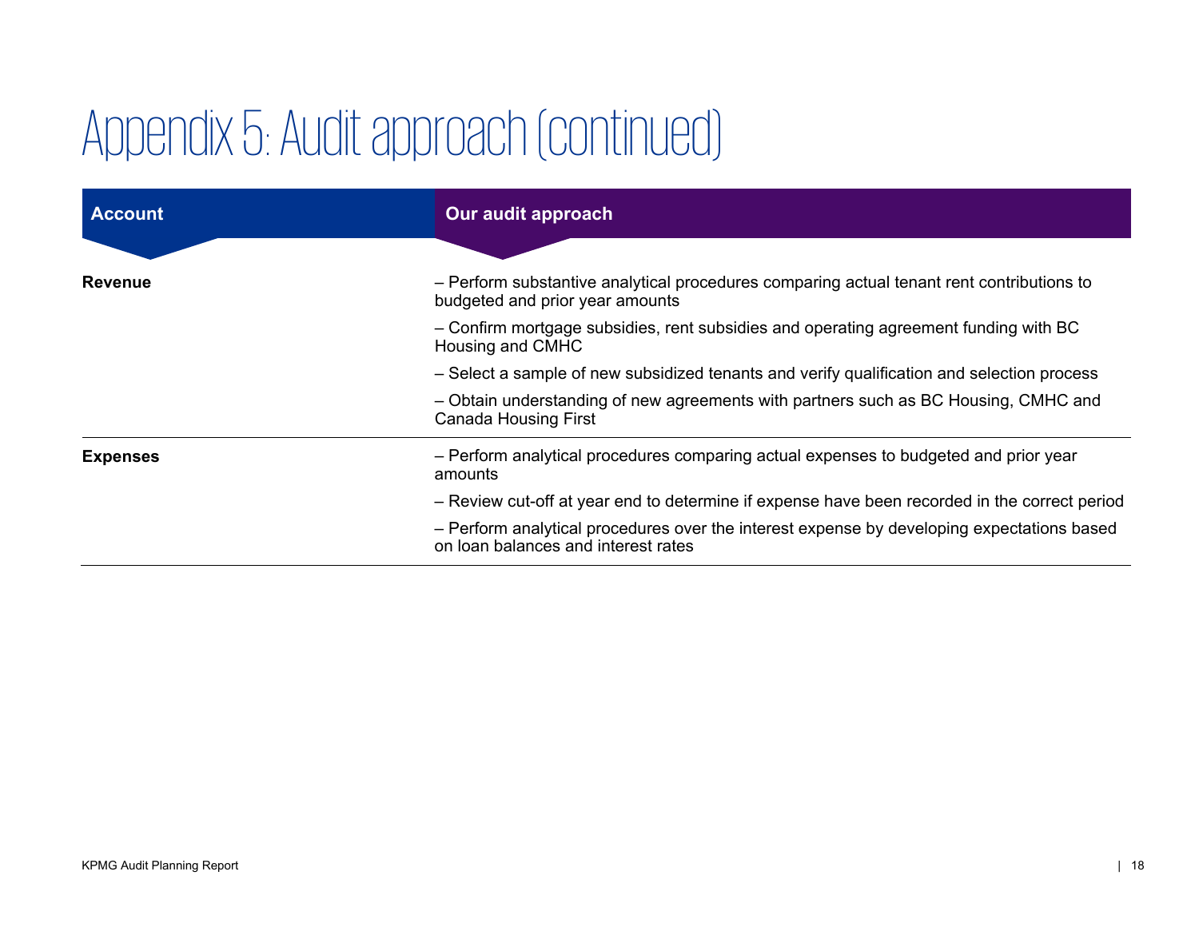# Appendix 5: Audit approach (continued)

| Account | Our audit approach |
|---|---|
| **Revenue** | – Perform substantive analytical procedures comparing actual tenant rent contributions to budgeted and prior year amounts<br>– Confirm mortgage subsidies, rent subsidies and operating agreement funding with BC Housing and CMHC<br>– Select a sample of new subsidized tenants and verify qualification and selection process<br>– Obtain understanding of new agreements with partners such as BC Housing, CMHC and Canada Housing First |
| **Expenses** | – Perform analytical procedures comparing actual expenses to budgeted and prior year amounts<br>– Review cut-off at year end to determine if expense have been recorded in the correct period<br>– Perform analytical procedures over the interest expense by developing expectations based on loan balances and interest rates |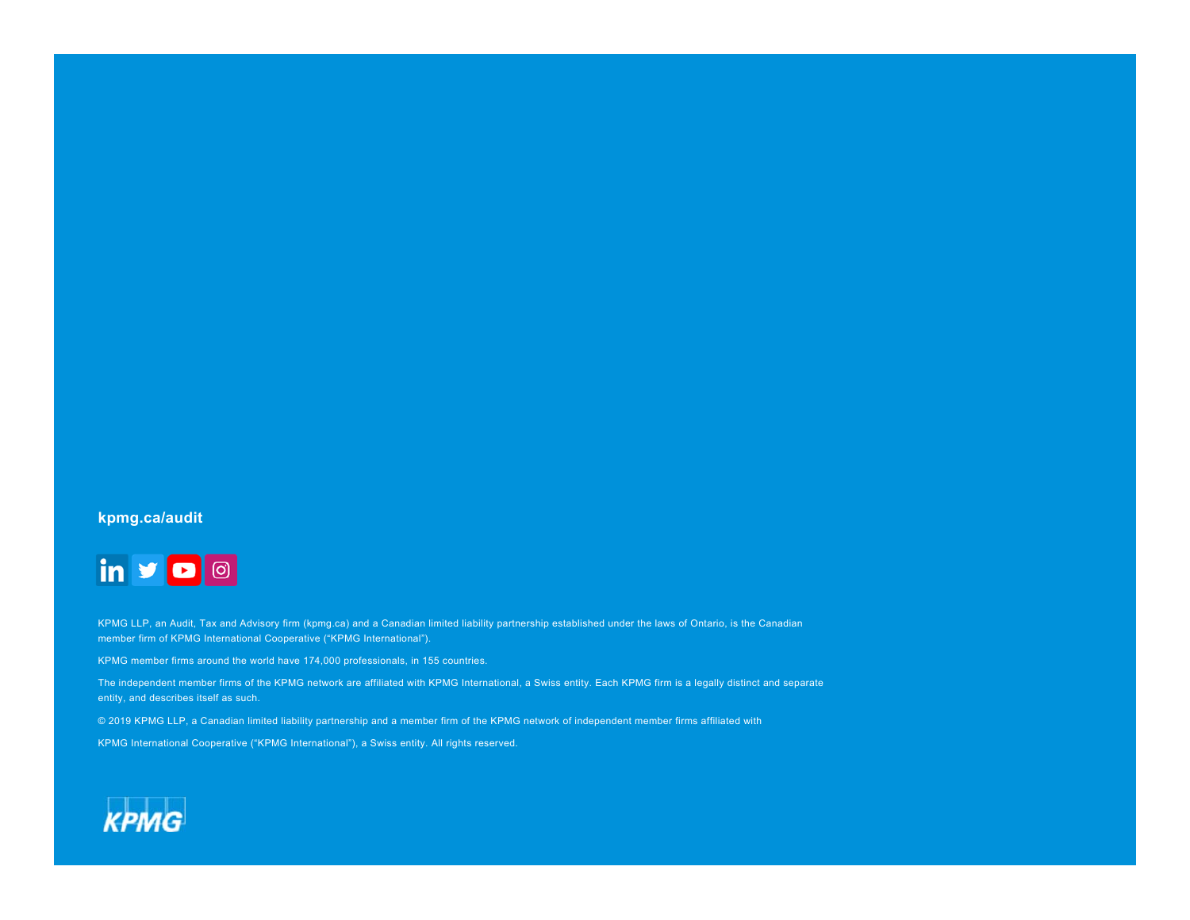**kpmg.ca/audit**

KPMG LLP, an Audit, Tax and Advisory firm (kpmg.ca) and a Canadian limited liability partnership established under the laws of Ontario, is the Canadian member firm of KPMG International Cooperative (“KPMG International”).

KPMG member firms around the world have 174,000 professionals, in 155 countries.

The independent member firms of the KPMG network are affiliated with KPMG International, a Swiss entity. Each KPMG firm is a legally distinct and separate entity, and describes itself as such.

© 2019 KPMG LLP, a Canadian limited liability partnership and a member firm of the KPMG network of independent member firms affiliated with

KPMG International Cooperative (“KPMG International”), a Swiss entity. All rights reserved.